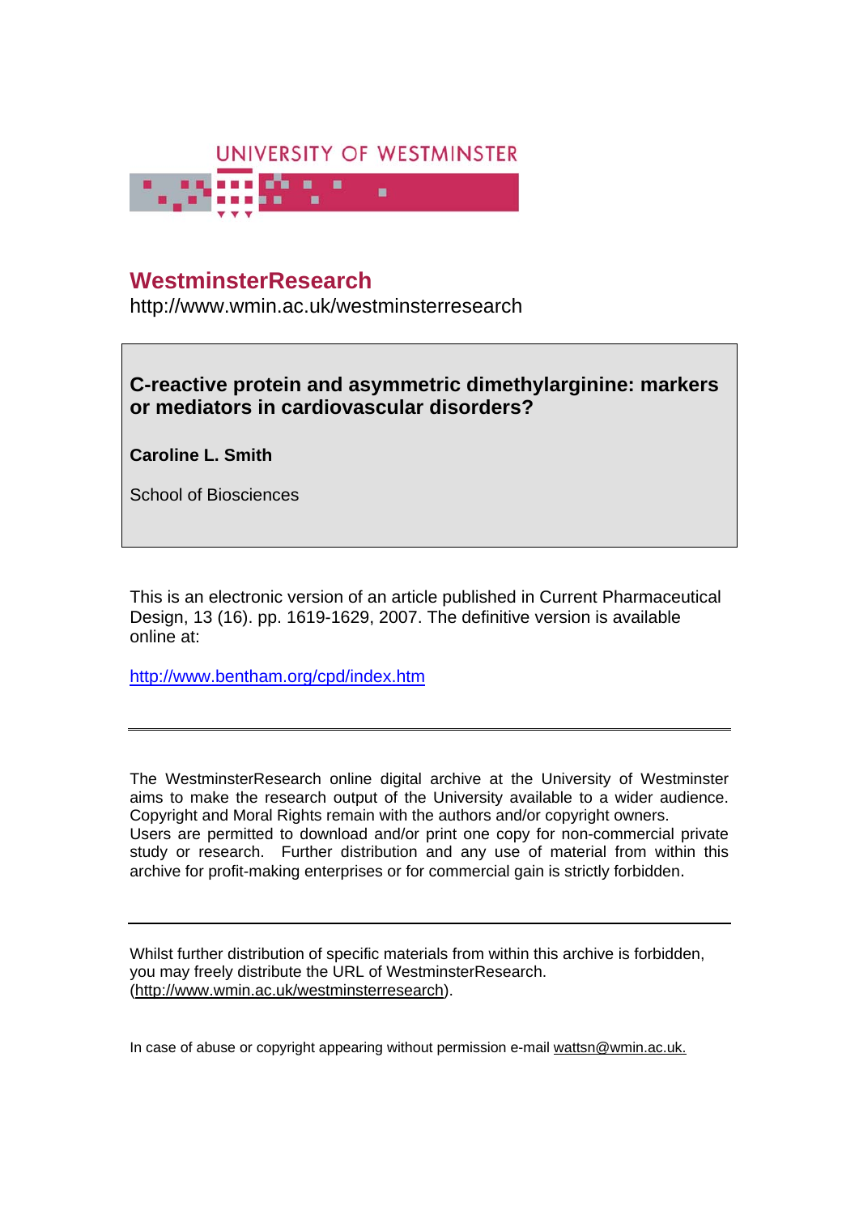UNIVERSITY OF WESTMINSTER

# WestminsterResearch

http://www.wmin.ac.uk/westminsterresearch

**C-reactive protein and asymmetric dimethylarginine: markers or mediators in cardiovascular disorders?**

**Caroline L. Smith**

School of Biosciences

This is an electronic version of an article published in Current Pharmaceutical Design, 13 (16). pp. 1619-1629, 2007. The definitive version is available online at:

http://www.bentham.org/cpd/index.htm

---

The WestminsterResearch online digital archive at the University of Westminster aims to make the research output of the University available to a wider audience. Copyright and Moral Rights remain with the authors and/or copyright owners. Users are permitted to download and/or print one copy for non-commercial private study or research. Further distribution and any use of material from within this archive for profit-making enterprises or for commercial gain is strictly forbidden.

---

Whilst further distribution of specific materials from within this archive is forbidden, you may freely distribute the URL of WestminsterResearch. (http://www.wmin.ac.uk/westminsterresearch).

In case of abuse or copyright appearing without permission e-mail wattsn@wmin.ac.uk.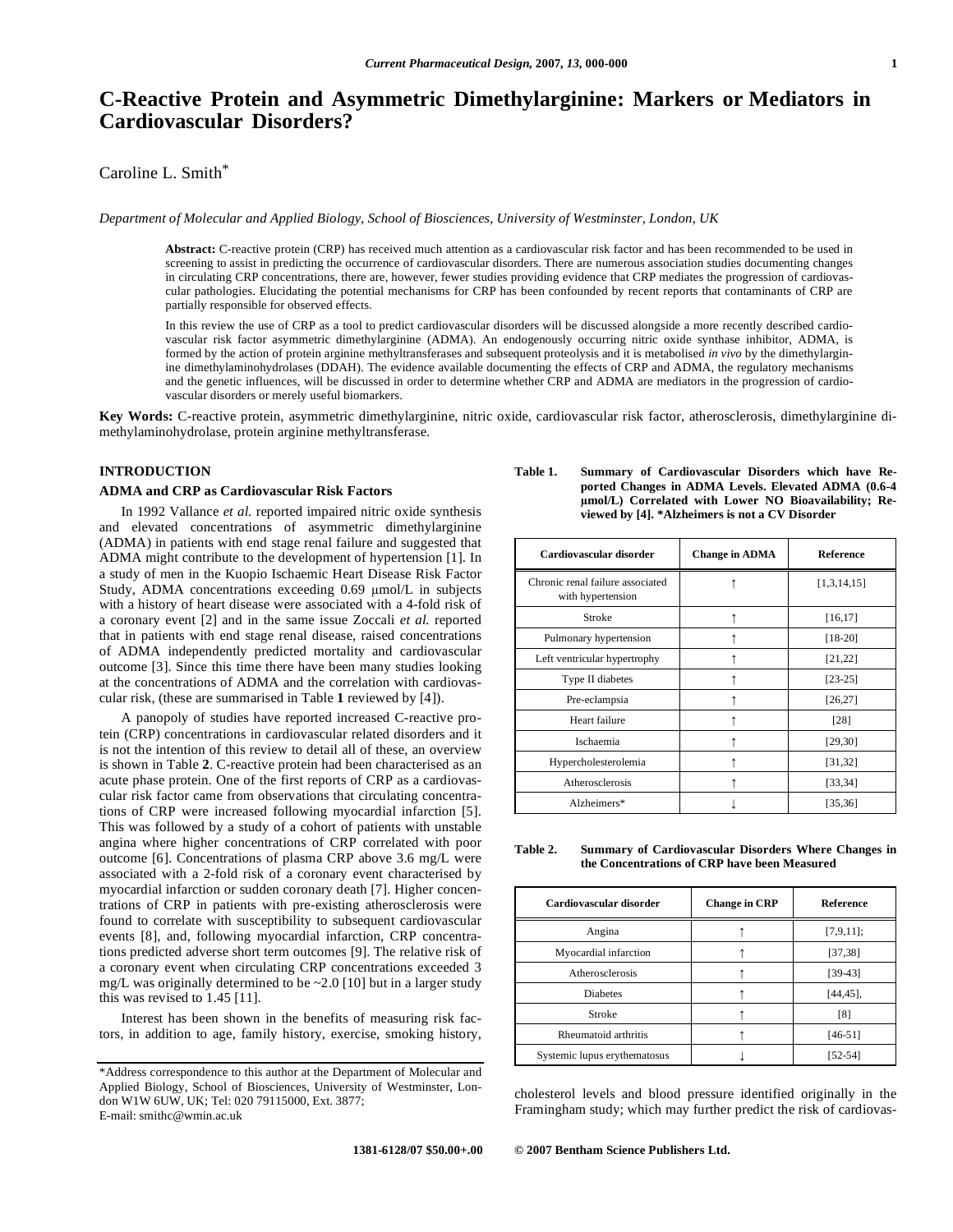# C-Reactive Protein and Asymmetric Dimethylarginine: Markers or Mediators in Cardiovascular Disorders?

Caroline L. Smith*

*Department of Molecular and Applied Biology, School of Biosciences, University of Westminster, London, UK*

**Abstract:** C-reactive protein (CRP) has received much attention as a cardiovascular risk factor and has been recommended to be used in screening to assist in predicting the occurrence of cardiovascular disorders. There are numerous association studies documenting changes in circulating CRP concentrations, there are, however, fewer studies providing evidence that CRP mediates the progression of cardiovascular pathologies. Elucidating the potential mechanisms for CRP has been confounded by recent reports that contaminants of CRP are partially responsible for observed effects.

In this review the use of CRP as a tool to predict cardiovascular disorders will be discussed alongside a more recently described cardiovascular risk factor asymmetric dimethylarginine (ADMA). An endogenously occurring nitric oxide synthase inhibitor, ADMA, is formed by the action of protein arginine methyltransferases and subsequent proteolysis and it is metabolised *in vivo* by the dimethylarginine dimethylaminohydrolases (DDAH). The evidence available documenting the effects of CRP and ADMA, the regulatory mechanisms and the genetic influences, will be discussed in order to determine whether CRP and ADMA are mediators in the progression of cardiovascular disorders or merely useful biomarkers.

**Key Words:** C-reactive protein, asymmetric dimethylarginine, nitric oxide, cardiovascular risk factor, atherosclerosis, dimethylarginine dimethylaminohydrolase, protein arginine methyltransferase.

## INTRODUCTION

### ADMA and CRP as Cardiovascular Risk Factors

In 1992 Vallance *et al.* reported impaired nitric oxide synthesis and elevated concentrations of asymmetric dimethylarginine (ADMA) in patients with end stage renal failure and suggested that ADMA might contribute to the development of hypertension [1]. In a study of men in the Kuopio Ischaemic Heart Disease Risk Factor Study, ADMA concentrations exceeding 0.69 μmol/L in subjects with a history of heart disease were associated with a 4-fold risk of a coronary event [2] and in the same issue Zoccali *et al.* reported that in patients with end stage renal disease, raised concentrations of ADMA independently predicted mortality and cardiovascular outcome [3]. Since this time there have been many studies looking at the concentrations of ADMA and the correlation with cardiovascular risk, (these are summarised in Table **1** reviewed by [4]).

A panopoly of studies have reported increased C-reactive protein (CRP) concentrations in cardiovascular related disorders and it is not the intention of this review to detail all of these, an overview is shown in Table **2**. C-reactive protein had been characterised as an acute phase protein. One of the first reports of CRP as a cardiovascular risk factor came from observations that circulating concentrations of CRP were increased following myocardial infarction [5]. This was followed by a study of a cohort of patients with unstable angina where higher concentrations of CRP correlated with poor outcome [6]. Concentrations of plasma CRP above 3.6 mg/L were associated with a 2-fold risk of a coronary event characterised by myocardial infarction or sudden coronary death [7]. Higher concentrations of CRP in patients with pre-existing atherosclerosis were found to correlate with susceptibility to subsequent cardiovascular events [8], and, following myocardial infarction, CRP concentrations predicted adverse short term outcomes [9]. The relative risk of a coronary event when circulating CRP concentrations exceeded 3 mg/L was originally determined to be ~2.0 [10] but in a larger study this was revised to 1.45 [11].

Interest has been shown in the benefits of measuring risk factors, in addition to age, family history, exercise, smoking history, cholesterol levels and blood pressure identified originally in the Framingham study; which may further predict the risk of cardiovas-

**Table 1. Summary of Cardiovascular Disorders which have Reported Changes in ADMA Levels. Elevated ADMA (0.6-4 μmol/L) Correlated with Lower NO Bioavailability; Reviewed by [4]. *Alzheimers is not a CV Disorder**

| Cardiovascular disorder | Change in ADMA | Reference |
|---|---|---|
| Chronic renal failure associated with hypertension | ↑ | [1,3,14,15] |
| Stroke | ↑ | [16,17] |
| Pulmonary hypertension | ↑ | [18-20] |
| Left ventricular hypertrophy | ↑ | [21,22] |
| Type II diabetes | ↑ | [23-25] |
| Pre-eclampsia | ↑ | [26,27] |
| Heart failure | ↑ | [28] |
| Ischaemia | ↑ | [29,30] |
| Hypercholesterolemia | ↑ | [31,32] |
| Atherosclerosis | ↑ | [33,34] |
| Alzheimers* | ↓ | [35,36] |

**Table 2. Summary of Cardiovascular Disorders Where Changes in the Concentrations of CRP have been Measured**

| Cardiovascular disorder | Change in CRP | Reference |
|---|---|---|
| Angina | ↑ | [7,9,11]; |
| Myocardial infarction | ↑ | [37,38] |
| Atherosclerosis | ↑ | [39-43] |
| Diabetes | ↑ | [44,45], |
| Stroke | ↑ | [8] |
| Rheumatoid arthritis | ↑ | [46-51] |
| Systemic lupus erythematosus | ↓ | [52-54] |

*Address correspondence to this author at the Department of Molecular and Applied Biology, School of Biosciences, University of Westminster, London W1W 6UW, UK; Tel: 020 79115000, Ext. 3877; E-mail: smithc@wmin.ac.uk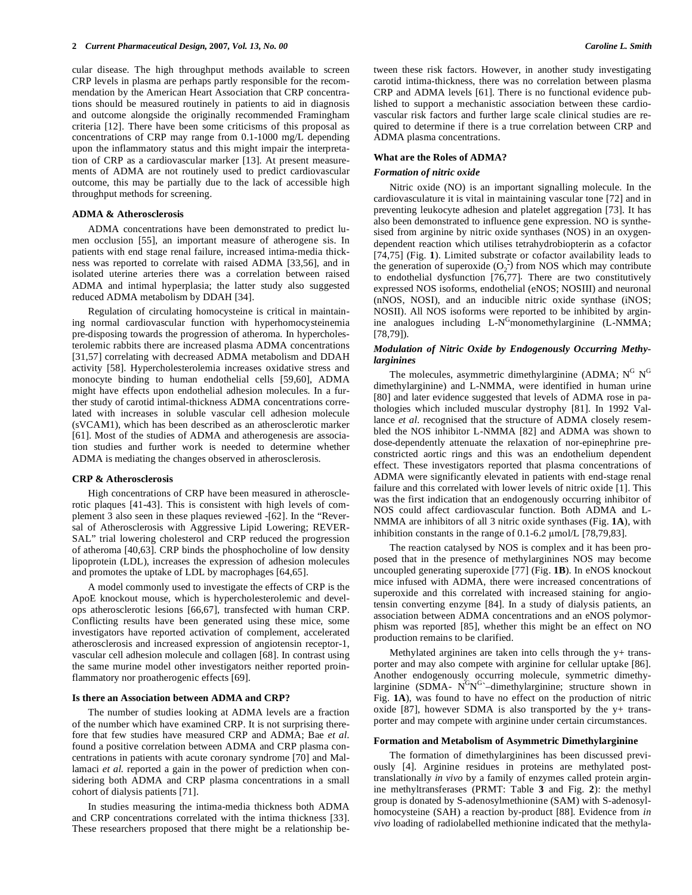cular disease. The high throughput methods available to screen CRP levels in plasma are perhaps partly responsible for the recommendation by the American Heart Association that CRP concentrations should be measured routinely in patients to aid in diagnosis and outcome alongside the originally recommended Framingham criteria [12]. There have been some criticisms of this proposal as concentrations of CRP may range from 0.1-1000 mg/L depending upon the inflammatory status and this might impair the interpretation of CRP as a cardiovascular marker [13]. At present measurements of ADMA are not routinely used to predict cardiovascular outcome, this may be partially due to the lack of accessible high throughput methods for screening.

### ADMA & Atherosclerosis

ADMA concentrations have been demonstrated to predict lumen occlusion [55], an important measure of atherogene sis. In patients with end stage renal failure, increased intima-media thickness was reported to correlate with raised ADMA [33,56], and in isolated uterine arteries there was a correlation between raised ADMA and intimal hyperplasia; the latter study also suggested reduced ADMA metabolism by DDAH [34].

Regulation of circulating homocysteine is critical in maintaining normal cardiovascular function with hyperhomocysteinemia pre-disposing towards the progression of atheroma. In hypercholesterolemic rabbits there are increased plasma ADMA concentrations [31,57] correlating with decreased ADMA metabolism and DDAH activity [58]. Hypercholesterolemia increases oxidative stress and monocyte binding to human endothelial cells [59,60], ADMA might have effects upon endothelial adhesion molecules. In a further study of carotid intimal-thickness ADMA concentrations correlated with increases in soluble vascular cell adhesion molecule (sVCAM1), which has been described as an atherosclerotic marker [61]. Most of the studies of ADMA and atherogenesis are association studies and further work is needed to determine whether ADMA is mediating the changes observed in atherosclerosis.

### CRP & Atherosclerosis

High concentrations of CRP have been measured in atherosclerotic plaques [41-43]. This is consistent with high levels of complement 3 also seen in these plaques reviewed -[62]. In the "Reversal of Atherosclerosis with Aggressive Lipid Lowering; REVERSAL" trial lowering cholesterol and CRP reduced the progression of atheroma [40,63]. CRP binds the phosphocholine of low density lipoprotein (LDL), increases the expression of adhesion molecules and promotes the uptake of LDL by macrophages [64,65].

A model commonly used to investigate the effects of CRP is the ApoE knockout mouse, which is hypercholesterolemic and develops atherosclerotic lesions [66,67], transfected with human CRP. Conflicting results have been generated using these mice, some investigators have reported activation of complement, accelerated atherosclerosis and increased expression of angiotensin receptor-1, vascular cell adhesion molecule and collagen [68]. In contrast using the same murine model other investigators neither reported proinflammatory nor proatherogenic effects [69].

### Is there an Association between ADMA and CRP?

The number of studies looking at ADMA levels are a fraction of the number which have examined CRP. It is not surprising therefore that few studies have measured CRP and ADMA; Bae *et al.* found a positive correlation between ADMA and CRP plasma concentrations in patients with acute coronary syndrome [70] and Mallamaci *et al.* reported a gain in the power of prediction when considering both ADMA and CRP plasma concentrations in a small cohort of dialysis patients [71].

In studies measuring the intima-media thickness both ADMA and CRP concentrations correlated with the intima thickness [33]. These researchers proposed that there might be a relationship between these risk factors. However, in another study investigating carotid intima-thickness, there was no correlation between plasma CRP and ADMA levels [61]. There is no functional evidence published to support a mechanistic association between these cardiovascular risk factors and further large scale clinical studies are required to determine if there is a true correlation between CRP and ADMA plasma concentrations.

### What are the Roles of ADMA?

#### *Formation of nitric oxide*

Nitric oxide (NO) is an important signalling molecule. In the cardiovasculature it is vital in maintaining vascular tone [72] and in preventing leukocyte adhesion and platelet aggregation [73]. It has also been demonstrated to influence gene expression. NO is synthesised from arginine by nitric oxide synthases (NOS) in an oxygen-dependent reaction which utilises tetrahydrobiopterin as a cofactor [74,75] (Fig. **1**). Limited substrate or cofactor availability leads to the generation of superoxide ($O_2^{\bullet-}$) from NOS which may contribute to endothelial dysfunction [76,77]. There are two constitutively expressed NOS isoforms, endothelial (eNOS; NOSIII) and neuronal (nNOS, NOSI), and an inducible nitric oxide synthase (iNOS; NOSII). All NOS isoforms were reported to be inhibited by arginine analogues including L-N$^G$monomethylarginine (L-NMMA; [78,79]).

#### *Modulation of Nitric Oxide by Endogenously Occurring Methylarginines*

The molecules, asymmetric dimethylarginine (ADMA; N$^G$ N$^G$ dimethylarginine) and L-NMMA, were identified in human urine [80] and later evidence suggested that levels of ADMA rose in pathologies which included muscular dystrophy [81]. In 1992 Vallance *et al.* recognised that the structure of ADMA closely resembled the NOS inhibitor L-NMMA [82] and ADMA was shown to dose-dependently attenuate the relaxation of nor-epinephrine preconstricted aortic rings and this was an endothelium dependent effect. These investigators reported that plasma concentrations of ADMA were significantly elevated in patients with end-stage renal failure and this correlated with lower levels of nitric oxide [1]. This was the first indication that an endogenously occurring inhibitor of NOS could affect cardiovascular function. Both ADMA and L-NMMA are inhibitors of all 3 nitric oxide synthases (Fig. **1A**), with inhibition constants in the range of 0.1-6.2 μmol/L [78,79,83].

The reaction catalysed by NOS is complex and it has been proposed that in the presence of methylarginines NOS may become uncoupled generating superoxide [77] (Fig. **1B**). In eNOS knockout mice infused with ADMA, there were increased concentrations of superoxide and this correlated with increased staining for angiotensin converting enzyme [84]. In a study of dialysis patients, an association between ADMA concentrations and an eNOS polymorphism was reported [85], whether this might be an effect on NO production remains to be clarified.

Methylated arginines are taken into cells through the y+ transporter and may also compete with arginine for cellular uptake [86]. Another endogenously occurring molecule, symmetric dimethylarginine (SDMA- N$^G$N$^{G`}$–dimethylarginine; structure shown in Fig. **1A**), was found to have no effect on the production of nitric oxide [87], however SDMA is also transported by the y+ transporter and may compete with arginine under certain circumstances.

### Formation and Metabolism of Asymmetric Dimethylarginine

The formation of dimethylarginines has been discussed previously [4]. Arginine residues in proteins are methylated post-translationally *in vivo* by a family of enzymes called protein arginine methyltransferases (PRMT: Table **3** and Fig. **2**): the methyl group is donated by S-adenosylmethionine (SAM) with S-adenosylhomocysteine (SAH) a reaction by-product [88]. Evidence from *in vivo* loading of radiolabelled methionine indicated that the methyla-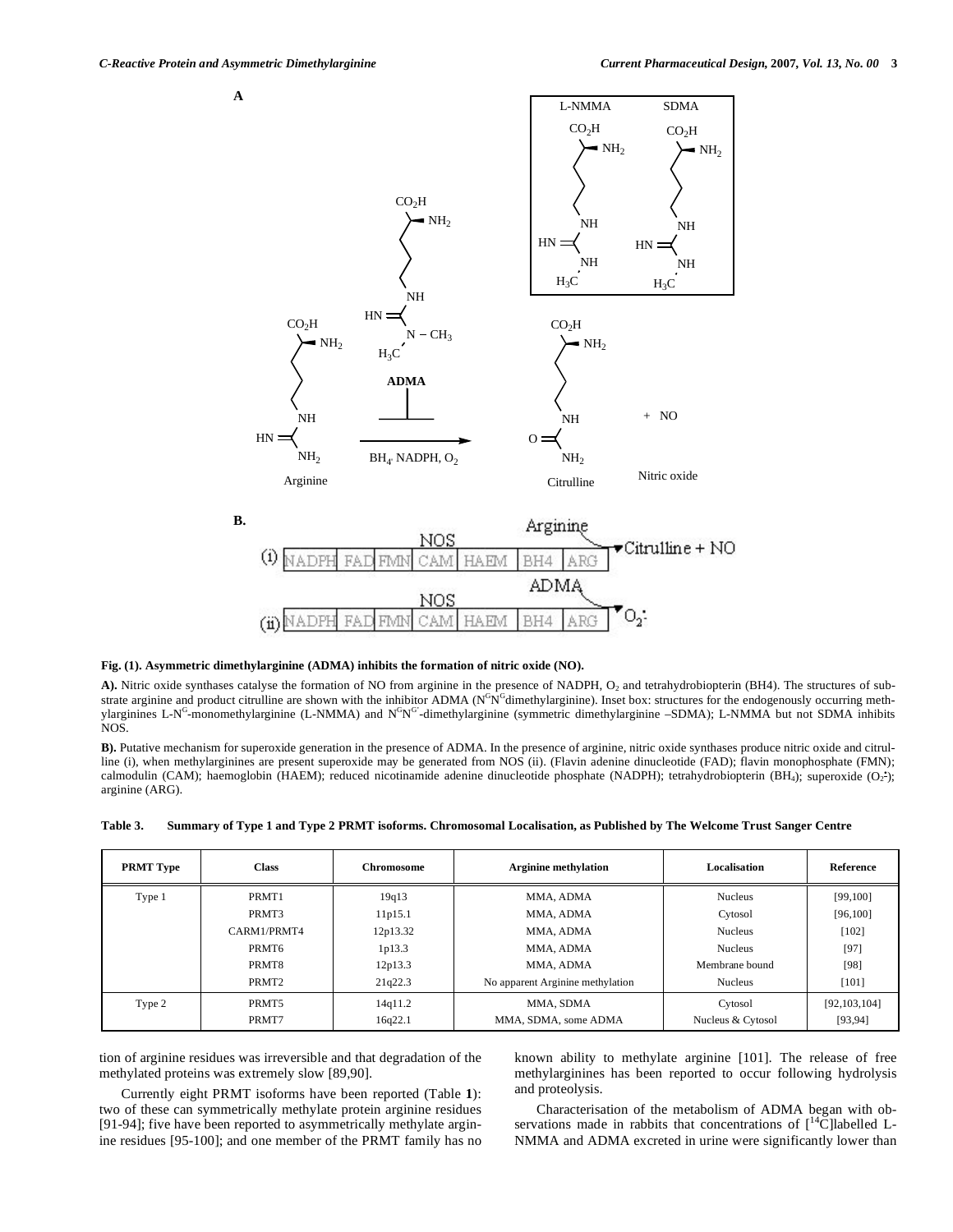**Fig. (1). Asymmetric dimethylarginine (ADMA) inhibits the formation of nitric oxide (NO).**

**A).** Nitric oxide synthases catalyse the formation of NO from arginine in the presence of NADPH, $O_2$ and tetrahydrobiopterin (BH4). The structures of substrate arginine and product citrulline are shown with the inhibitor ADMA ($N^GN^G$dimethylarginine). Inset box: structures for the endogenously occurring methylarginines L-$N^G$-monomethylarginine (L-NMMA) and $N^GN^{G'}$-dimethylarginine (symmetric dimethylarginine –SDMA); L-NMMA but not SDMA inhibits NOS.

**B).** Putative mechanism for superoxide generation in the presence of ADMA. In the presence of arginine, nitric oxide synthases produce nitric oxide and citrulline (i), when methylarginines are present superoxide may be generated from NOS (ii). (Flavin adenine dinucleotide (FAD); flavin monophosphate (FMN); calmodulin (CAM); haemoglobin (HAEM); reduced nicotinamide adenine dinucleotide phosphate (NADPH); tetrahydrobiopterin ($BH_4$); superoxide ($O_2^{\cdot-}$); arginine (ARG).

**Table 3. Summary of Type 1 and Type 2 PRMT isoforms. Chromosomal Localisation, as Published by The Welcome Trust Sanger Centre**

| PRMT Type | Class | Chromosome | Arginine methylation | Localisation | Reference |
|---|---|---|---|---|---|
| Type 1 | PRMT1 | 19q13 | MMA, ADMA | Nucleus | [99,100] |
| | PRMT3 | 11p15.1 | MMA, ADMA | Cytosol | [96,100] |
| | CARM1/PRMT4 | 12p13.32 | MMA, ADMA | Nucleus | [102] |
| | PRMT6 | 1p13.3 | MMA, ADMA | Nucleus | [97] |
| | PRMT8 | 12p13.3 | MMA, ADMA | Membrane bound | [98] |
| | PRMT2 | 21q22.3 | No apparent Arginine methylation | Nucleus | [101] |
| Type 2 | PRMT5 | 14q11.2 | MMA, SDMA | Cytosol | [92,103,104] |
| | PRMT7 | 16q22.1 | MMA, SDMA, some ADMA | Nucleus & Cytosol | [93,94] |

tion of arginine residues was irreversible and that degradation of the methylated proteins was extremely slow [89,90].

Currently eight PRMT isoforms have been reported (Table **1**): two of these can symmetrically methylate protein arginine residues [91-94]; five have been reported to asymmetrically methylate arginine residues [95-100]; and one member of the PRMT family has no known ability to methylate arginine [101]. The release of free methylarginines has been reported to occur following hydrolysis and proteolysis.

Characterisation of the metabolism of ADMA began with observations made in rabbits that concentrations of [$^{14}$C]labelled L-NMMA and ADMA excreted in urine were significantly lower than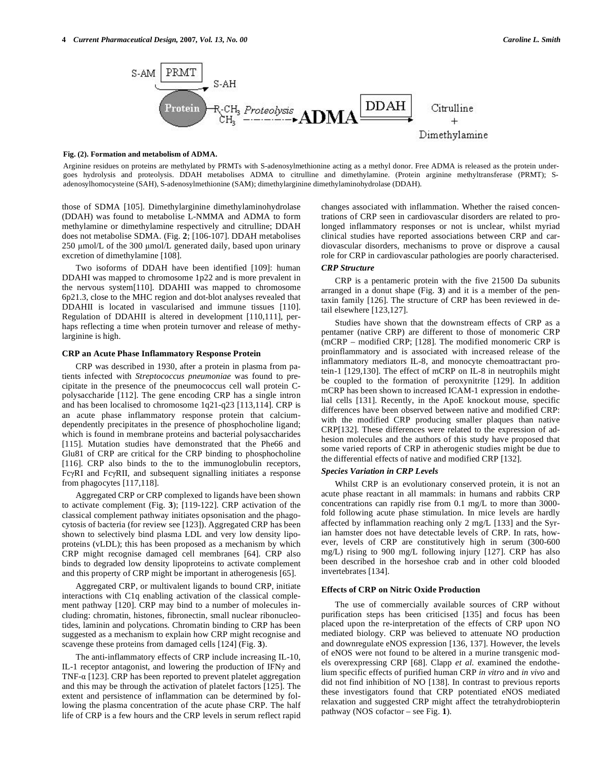**Fig. (2). Formation and metabolism of ADMA.**

Arginine residues on proteins are methylated by PRMTs with S-adenosylmethionine acting as a methyl donor. Free ADMA is released as the protein undergoes hydrolysis and proteolysis. DDAH metabolises ADMA to citrulline and dimethylamine. (Protein arginine methyltransferase (PRMT); S-adenosylhomocysteine (SAH), S-adenosylmethionine (SAM); dimethylarginine dimethylaminohydrolase (DDAH).

those of SDMA [105]. Dimethylarginine dimethylaminohydrolase (DDAH) was found to metabolise L-NMMA and ADMA to form methylamine or dimethylamine respectively and citrulline; DDAH does not metabolise SDMA. (Fig. **2**; [106-107]. DDAH metabolises 250 μmol/L of the 300 μmol/L generated daily, based upon urinary excretion of dimethylamine [108].

Two isoforms of DDAH have been identified [109]: human DDAHI was mapped to chromosome 1p22 and is more prevalent in the nervous system[110]. DDAHII was mapped to chromosome 6p21.3, close to the MHC region and dot-blot analyses revealed that DDAHII is located in vascularised and immune tissues [110]. Regulation of DDAHII is altered in development [110,111], perhaps reflecting a time when protein turnover and release of methylarginine is high.

#### CRP an Acute Phase Inflammatory Response Protein

CRP was described in 1930, after a protein in plasma from patients infected with *Streptococcus pneumoniae* was found to precipitate in the presence of the pneumococcus cell wall protein C-polysaccharide [112]. The gene encoding CRP has a single intron and has been localised to chromosome 1q21-q23 [113,114]. CRP is an acute phase inflammatory response protein that calcium-dependently precipitates in the presence of phosphocholine ligand; which is found in membrane proteins and bacterial polysaccharides [115]. Mutation studies have demonstrated that the Phe66 and Glu81 of CRP are critical for the CRP binding to phosphocholine [116]. CRP also binds to the to the immunoglobulin receptors, FcγRI and FcγRII, and subsequent signalling initiates a response from phagocytes [117,118].

Aggregated CRP or CRP complexed to ligands have been shown to activate complement (Fig. **3**); [119-122]. CRP activation of the classical complement pathway initiates opsonisation and the phagocytosis of bacteria (for review see [123]). Aggregated CRP has been shown to selectively bind plasma LDL and very low density lipoproteins (vLDL); this has been proposed as a mechanism by which CRP might recognise damaged cell membranes [64]. CRP also binds to degraded low density lipoproteins to activate complement and this property of CRP might be important in atherogenesis [65].

Aggregated CRP, or multivalent ligands to bound CRP, initiate interactions with C1q enabling activation of the classical complement pathway [120]. CRP may bind to a number of molecules including: chromatin, histones, fibronectin, small nuclear ribonucleotides, laminin and polycations. Chromatin binding to CRP has been suggested as a mechanism to explain how CRP might recognise and scavenge these proteins from damaged cells [124] (Fig. **3**).

The anti-inflammatory effects of CRP include increasing IL-10, IL-1 receptor antagonist, and lowering the production of IFNγ and TNF-α [123]. CRP has been reported to prevent platelet aggregation and this may be through the activation of platelet factors [125]. The extent and persistence of inflammation can be determined by following the plasma concentration of the acute phase CRP. The half life of CRP is a few hours and the CRP levels in serum reflect rapid changes associated with inflammation. Whether the raised concentrations of CRP seen in cardiovascular disorders are related to prolonged inflammatory responses or not is unclear, whilst myriad clinical studies have reported associations between CRP and cardiovascular disorders, mechanisms to prove or disprove a causal role for CRP in cardiovascular pathologies are poorly characterised.

#### *CRP Structure*

CRP is a pentameric protein with the five 21500 Da subunits arranged in a donut shape (Fig. **3**) and it is a member of the pentaxin family [126]. The structure of CRP has been reviewed in detail elsewhere [123,127].

Studies have shown that the downstream effects of CRP as a pentamer (native CRP) are different to those of monomeric CRP (mCRP – modified CRP; [128]. The modified monomeric CRP is proinflammatory and is associated with increased release of the inflammatory mediators IL-8, and monocyte chemoattractant protein-1 [129,130]. The effect of mCRP on IL-8 in neutrophils might be coupled to the formation of peroxynitrite [129]. In addition mCRP has been shown to increased ICAM-1 expression in endothelial cells [131]. Recently, in the ApoE knockout mouse, specific differences have been observed between native and modified CRP: with the modified CRP producing smaller plaques than native CRP[132]. These differences were related to the expression of adhesion molecules and the authors of this study have proposed that some varied reports of CRP in atherogenic studies might be due to the differential effects of native and modified CRP [132].

#### *Species Variation in CRP Levels*

Whilst CRP is an evolutionary conserved protein, it is not an acute phase reactant in all mammals: in humans and rabbits CRP concentrations can rapidly rise from 0.1 mg/L to more than 3000-fold following acute phase stimulation. In mice levels are hardly affected by inflammation reaching only 2 mg/L [133] and the Syrian hamster does not have detectable levels of CRP. In rats, however, levels of CRP are constitutively high in serum (300-600 mg/L) rising to 900 mg/L following injury [127]. CRP has also been described in the horseshoe crab and in other cold blooded invertebrates [134].

#### Effects of CRP on Nitric Oxide Production

The use of commercially available sources of CRP without purification steps has been criticised [135] and focus has been placed upon the re-interpretation of the effects of CRP upon NO mediated biology. CRP was believed to attenuate NO production and downregulate eNOS expression [136, 137]. However, the levels of eNOS were not found to be altered in a murine transgenic models overexpressing CRP [68]. Clapp *et al.* examined the endothelium specific effects of purified human CRP *in vitro* and *in vivo* and did not find inhibition of NO [138]. In contrast to previous reports these investigators found that CRP potentiated eNOS mediated relaxation and suggested CRP might affect the tetrahydrobiopterin pathway (NOS cofactor – see Fig. **1**).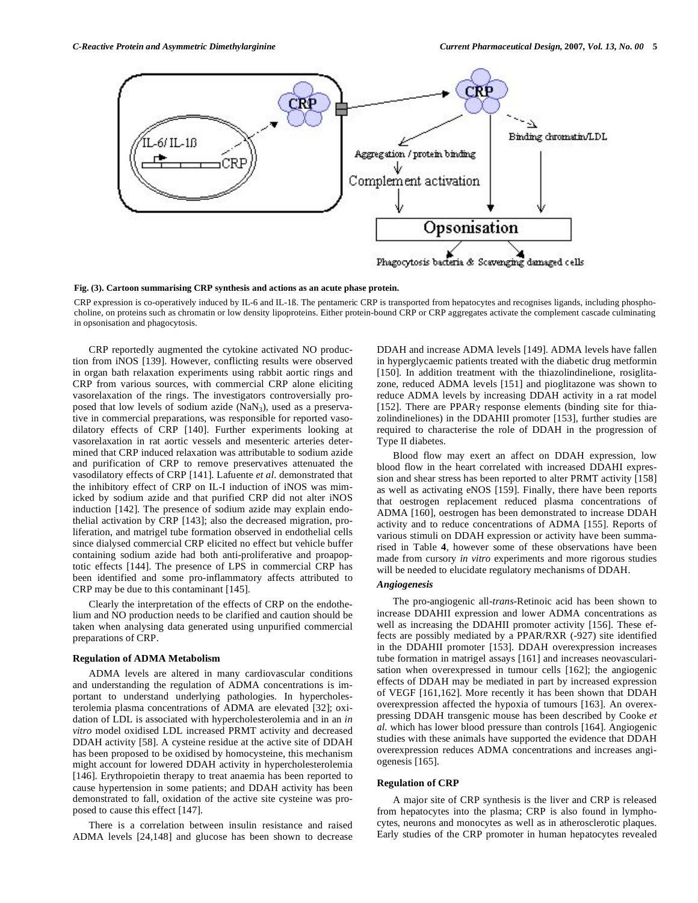**Fig. (3). Cartoon summarising CRP synthesis and actions as an acute phase protein.**

CRP expression is co-operatively induced by IL-6 and IL-1ß. The pentameric CRP is transported from hepatocytes and recognises ligands, including phosphocholine, on proteins such as chromatin or low density lipoproteins. Either protein-bound CRP or CRP aggregates activate the complement cascade culminating in opsonisation and phagocytosis.

CRP reportedly augmented the cytokine activated NO production from iNOS [139]. However, conflicting results were observed in organ bath relaxation experiments using rabbit aortic rings and CRP from various sources, with commercial CRP alone eliciting vasorelaxation of the rings. The investigators controversially proposed that low levels of sodium azide ($NaN_3$), used as a preservative in commercial preparations, was responsible for reported vasodilatory effects of CRP [140]. Further experiments looking at vasorelaxation in rat aortic vessels and mesenteric arteries determined that CRP induced relaxation was attributable to sodium azide and purification of CRP to remove preservatives attenuated the vasodilatory effects of CRP [141]. Lafuente *et al*. demonstrated that the inhibitory effect of CRP on IL-I induction of iNOS was mimicked by sodium azide and that purified CRP did not alter iNOS induction [142]. The presence of sodium azide may explain endothelial activation by CRP [143]; also the decreased migration, proliferation, and matrigel tube formation observed in endothelial cells since dialysed commercial CRP elicited no effect but vehicle buffer containing sodium azide had both anti-proliferative and proapoptotic effects [144]. The presence of LPS in commercial CRP has been identified and some pro-inflammatory affects attributed to CRP may be due to this contaminant [145].

Clearly the interpretation of the effects of CRP on the endothelium and NO production needs to be clarified and caution should be taken when analysing data generated using unpurified commercial preparations of CRP.

#### Regulation of ADMA Metabolism

ADMA levels are altered in many cardiovascular conditions and understanding the regulation of ADMA concentrations is important to understand underlying pathologies. In hypercholesterolemia plasma concentrations of ADMA are elevated [32]; oxidation of LDL is associated with hypercholesterolemia and in an *in vitro* model oxidised LDL increased PRMT activity and decreased DDAH activity [58]. A cysteine residue at the active site of DDAH has been proposed to be oxidised by homocysteine, this mechanism might account for lowered DDAH activity in hypercholesterolemia [146]. Erythropoietin therapy to treat anaemia has been reported to cause hypertension in some patients; and DDAH activity has been demonstrated to fall, oxidation of the active site cysteine was proposed to cause this effect [147].

There is a correlation between insulin resistance and raised ADMA levels [24,148] and glucose has been shown to decrease DDAH and increase ADMA levels [149]. ADMA levels have fallen in hyperglycaemic patients treated with the diabetic drug metformin [150]. In addition treatment with the thiazolindinelione, rosiglitazone, reduced ADMA levels [151] and pioglitazone was shown to reduce ADMA levels by increasing DDAH activity in a rat model [152]. There are PPARγ response elements (binding site for thiazolindineliones) in the DDAHII promoter [153], further studies are required to characterise the role of DDAH in the progression of Type II diabetes.

Blood flow may exert an affect on DDAH expression, low blood flow in the heart correlated with increased DDAHI expression and shear stress has been reported to alter PRMT activity [158] as well as activating eNOS [159]. Finally, there have been reports that oestrogen replacement reduced plasma concentrations of ADMA [160], oestrogen has been demonstrated to increase DDAH activity and to reduce concentrations of ADMA [155]. Reports of various stimuli on DDAH expression or activity have been summarised in Table **4**, however some of these observations have been made from cursory *in vitro* experiments and more rigorous studies will be needed to elucidate regulatory mechanisms of DDAH.

##### *Angiogenesis*

The pro-angiogenic all-*trans*-Retinoic acid has been shown to increase DDAHII expression and lower ADMA concentrations as well as increasing the DDAHII promoter activity [156]. These effects are possibly mediated by a PPAR/RXR (-927) site identified in the DDAHII promoter [153]. DDAH overexpression increases tube formation in matrigel assays [161] and increases neovascularisation when overexpressed in tumour cells [162]; the angiogenic effects of DDAH may be mediated in part by increased expression of VEGF [161,162]. More recently it has been shown that DDAH overexpression affected the hypoxia of tumours [163]. An overexpressing DDAH transgenic mouse has been described by Cooke *et al.* which has lower blood pressure than controls [164]. Angiogenic studies with these animals have supported the evidence that DDAH overexpression reduces ADMA concentrations and increases angiogenesis [165].

#### Regulation of CRP

A major site of CRP synthesis is the liver and CRP is released from hepatocytes into the plasma; CRP is also found in lymphocytes, neurons and monocytes as well as in atherosclerotic plaques. Early studies of the CRP promoter in human hepatocytes revealed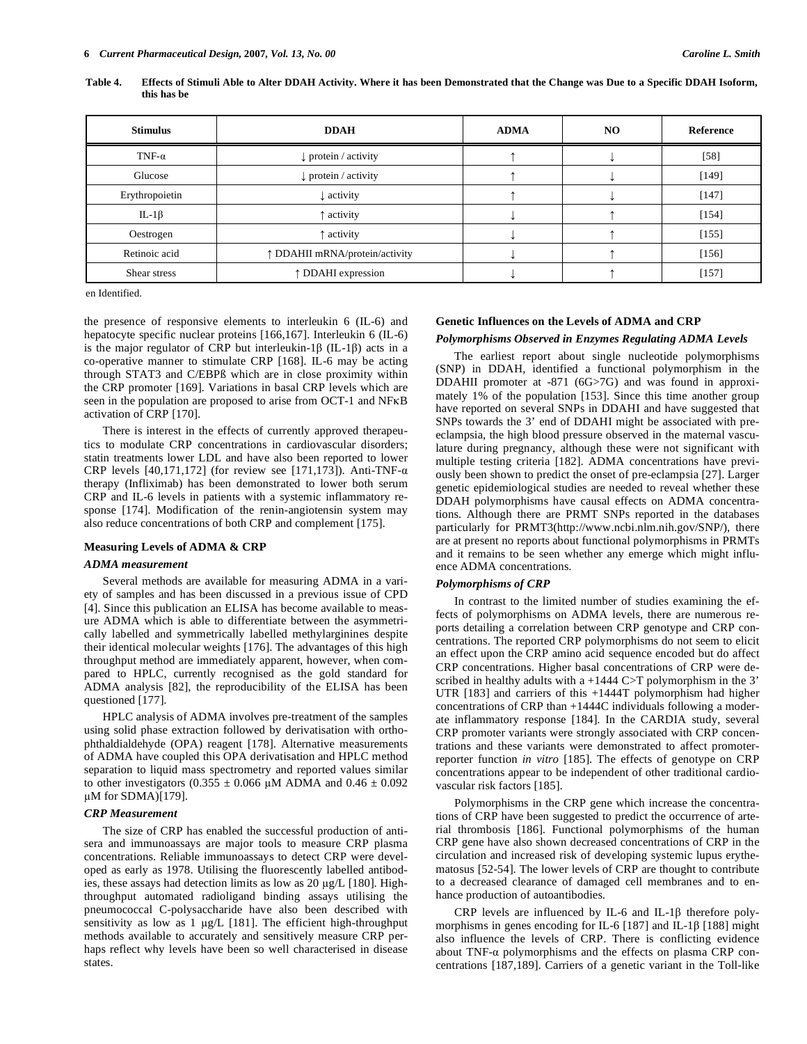**Table 4. Effects of Stimuli Able to Alter DDAH Activity. Where it has been Demonstrated that the Change was Due to a Specific DDAH Isoform, this has been Identified.**

| Stimulus | DDAH | ADMA | NO | Reference |
|---|---|---|---|---|
| TNF-α | ↓ protein / activity | ↑ | ↓ | [58] |
| Glucose | ↓ protein / activity | ↑ | ↓ | [149] |
| Erythropoietin | ↓ activity | ↑ | ↓ | [147] |
| IL-1β | ↑ activity | ↓ | ↑ | [154] |
| Oestrogen | ↑ activity | ↓ | ↑ | [155] |
| Retinoic acid | ↑ DDAHII mRNA/protein/activity | ↓ | ↑ | [156] |
| Shear stress | ↑ DDAHI expression | ↓ | ↑ | [157] |

the presence of responsive elements to interleukin 6 (IL-6) and hepatocyte specific nuclear proteins [166,167]. Interleukin 6 (IL-6) is the major regulator of CRP but interleukin-1β (IL-1β) acts in a co-operative manner to stimulate CRP [168]. IL-6 may be acting through STAT3 and C/EBPß which are in close proximity within the CRP promoter [169]. Variations in basal CRP levels which are seen in the population are proposed to arise from OCT-1 and NFκB activation of CRP [170].

There is interest in the effects of currently approved therapeutics to modulate CRP concentrations in cardiovascular disorders; statin treatments lower LDL and have also been reported to lower CRP levels [40,171,172] (for review see [171,173]). Anti-TNF-α therapy (Infliximab) has been demonstrated to lower both serum CRP and IL-6 levels in patients with a systemic inflammatory response [174]. Modification of the renin-angiotensin system may also reduce concentrations of both CRP and complement [175].

### Measuring Levels of ADMA & CRP

#### *ADMA measurement*

Several methods are available for measuring ADMA in a variety of samples and has been discussed in a previous issue of CPD [4]. Since this publication an ELISA has become available to measure ADMA which is able to differentiate between the asymmetrically labelled and symmetrically labelled methylarginines despite their identical molecular weights [176]. The advantages of this high throughput method are immediately apparent, however, when compared to HPLC, currently recognised as the gold standard for ADMA analysis [82], the reproducibility of the ELISA has been questioned [177].

HPLC analysis of ADMA involves pre-treatment of the samples using solid phase extraction followed by derivatisation with orthophthaldialdehyde (OPA) reagent [178]. Alternative measurements of ADMA have coupled this OPA derivatisation and HPLC method separation to liquid mass spectrometry and reported values similar to other investigators (0.355 ± 0.066 μM ADMA and 0.46 ± 0.092 μM for SDMA)[179].

#### *CRP Measurement*

The size of CRP has enabled the successful production of antisera and immunoassays are major tools to measure CRP plasma concentrations. Reliable immunoassays to detect CRP were developed as early as 1978. Utilising the fluorescently labelled antibodies, these assays had detection limits as low as 20 μg/L [180]. High-throughput automated radioligand binding assays utilising the pneumococcal C-polysaccharide have also been described with sensitivity as low as 1 μg/L [181]. The efficient high-throughput methods available to accurately and sensitively measure CRP perhaps reflect why levels have been so well characterised in disease states.

### Genetic Influences on the Levels of ADMA and CRP

#### *Polymorphisms Observed in Enzymes Regulating ADMA Levels*

The earliest report about single nucleotide polymorphisms (SNP) in DDAH, identified a functional polymorphism in the DDAHII promoter at -871 (6G>7G) and was found in approximately 1% of the population [153]. Since this time another group have reported on several SNPs in DDAHI and have suggested that SNPs towards the 3' end of DDAHI might be associated with pre-eclampsia, the high blood pressure observed in the maternal vasculature during pregnancy, although these were not significant with multiple testing criteria [182]. ADMA concentrations have previously been shown to predict the onset of pre-eclampsia [27]. Larger epidemiological studies are needed to reveal whether these DDAH polymorphisms have causal effects on ADMA concentrations. Although there are PRMT SNPs reported in the databases particularly for PRMT3(http://www.ncbi.nlm.nih.gov/SNP/), there are at present no reports about functional polymorphisms in PRMTs and it remains to be seen whether any emerge which might influence ADMA concentrations.

#### *Polymorphisms of CRP*

In contrast to the limited number of studies examining the effects of polymorphisms on ADMA levels, there are numerous reports detailing a correlation between CRP genotype and CRP concentrations. The reported CRP polymorphisms do not seem to elicit an effect upon the CRP amino acid sequence encoded but do affect CRP concentrations. Higher basal concentrations of CRP were described in healthy adults with a +1444 C>T polymorphism in the 3' UTR [183] and carriers of this +1444T polymorphism had higher concentrations of CRP than +1444C individuals following a moderate inflammatory response [184]. In the CARDIA study, several CRP promoter variants were strongly associated with CRP concentrations and these variants were demonstrated to affect promoter-reporter function *in vitro* [185]. The effects of genotype on CRP concentrations appear to be independent of other traditional cardiovascular risk factors [185].

Polymorphisms in the CRP gene which increase the concentrations of CRP have been suggested to predict the occurrence of arterial thrombosis [186]. Functional polymorphisms of the human CRP gene have also shown decreased concentrations of CRP in the circulation and increased risk of developing systemic lupus erythematosus [52-54]. The lower levels of CRP are thought to contribute to a decreased clearance of damaged cell membranes and to enhance production of autoantibodies.

CRP levels are influenced by IL-6 and IL-1β therefore polymorphisms in genes encoding for IL-6 [187] and IL-1β [188] might also influence the levels of CRP. There is conflicting evidence about TNF-α polymorphisms and the effects on plasma CRP concentrations [187,189]. Carriers of a genetic variant in the Toll-like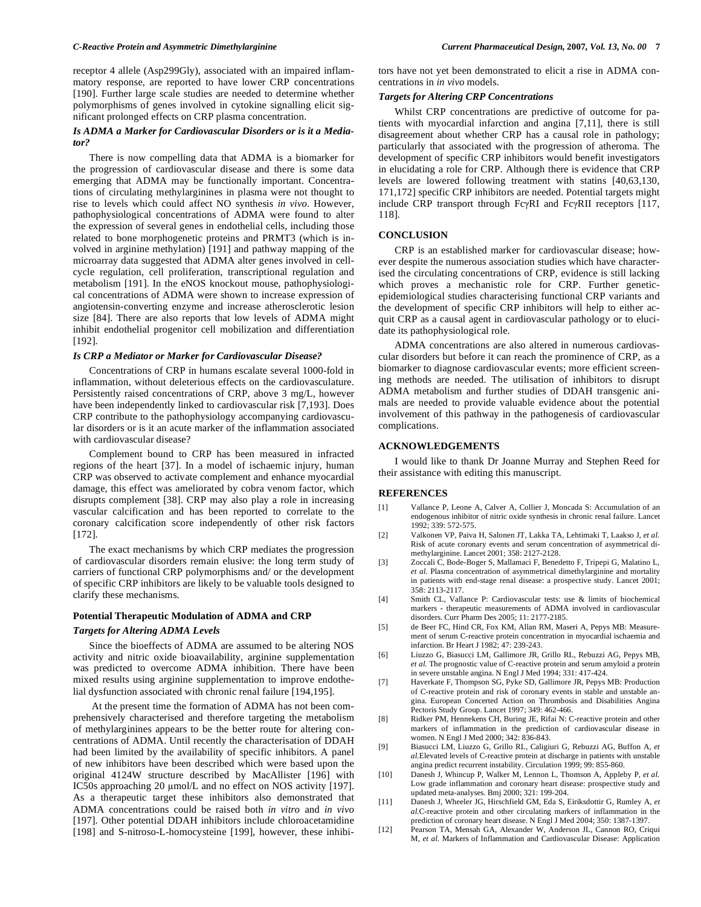receptor 4 allele (Asp299Gly), associated with an impaired inflammatory response, are reported to have lower CRP concentrations [190]. Further large scale studies are needed to determine whether polymorphisms of genes involved in cytokine signalling elicit significant prolonged effects on CRP plasma concentration.

### *Is ADMA a Marker for Cardiovascular Disorders or is it a Mediator?*

There is now compelling data that ADMA is a biomarker for the progression of cardiovascular disease and there is some data emerging that ADMA may be functionally important. Concentrations of circulating methylarginines in plasma were not thought to rise to levels which could affect NO synthesis *in vivo*. However, pathophysiological concentrations of ADMA were found to alter the expression of several genes in endothelial cells, including those related to bone morphogenetic proteins and PRMT3 (which is involved in arginine methylation) [191] and pathway mapping of the microarray data suggested that ADMA alter genes involved in cell-cycle regulation, cell proliferation, transcriptional regulation and metabolism [191]. In the eNOS knockout mouse, pathophysiological concentrations of ADMA were shown to increase expression of angiotensin-converting enzyme and increase atherosclerotic lesion size [84]. There are also reports that low levels of ADMA might inhibit endothelial progenitor cell mobilization and differentiation [192].

### *Is CRP a Mediator or Marker for Cardiovascular Disease?*

Concentrations of CRP in humans escalate several 1000-fold in inflammation, without deleterious effects on the cardiovasculature. Persistently raised concentrations of CRP, above 3 mg/L, however have been independently linked to cardiovascular risk [7,193]. Does CRP contribute to the pathophysiology accompanying cardiovascular disorders or is it an acute marker of the inflammation associated with cardiovascular disease?

Complement bound to CRP has been measured in infracted regions of the heart [37]. In a model of ischaemic injury, human CRP was observed to activate complement and enhance myocardial damage, this effect was ameliorated by cobra venom factor, which disrupts complement [38]. CRP may also play a role in increasing vascular calcification and has been reported to correlate to the coronary calcification score independently of other risk factors [172].

The exact mechanisms by which CRP mediates the progression of cardiovascular disorders remain elusive: the long term study of carriers of functional CRP polymorphisms and/ or the development of specific CRP inhibitors are likely to be valuable tools designed to clarify these mechanisms.

## Potential Therapeutic Modulation of ADMA and CRP

### *Targets for Altering ADMA Levels*

Since the bioeffects of ADMA are assumed to be altering NOS activity and nitric oxide bioavailability, arginine supplementation was predicted to overcome ADMA inhibition. There have been mixed results using arginine supplementation to improve endothelial dysfunction associated with chronic renal failure [194,195].

At the present time the formation of ADMA has not been comprehensively characterised and therefore targeting the metabolism of methylarginines appears to be the better route for altering concentrations of ADMA. Until recently the characterisation of DDAH had been limited by the availability of specific inhibitors. A panel of new inhibitors have been described which were based upon the original 4124W structure described by MacAllister [196] with IC50s approaching 20 µmol/L and no effect on NOS activity [197]. As a therapeutic target these inhibitors also demonstrated that ADMA concentrations could be raised both *in vitro* and *in vivo* [197]. Other potential DDAH inhibitors include chloroacetamidine [198] and S-nitroso-L-homocysteine [199], however, these inhibitors have not yet been demonstrated to elicit a rise in ADMA concentrations in *in vivo* models.

### *Targets for Altering CRP Concentrations*

Whilst CRP concentrations are predictive of outcome for patients with myocardial infarction and angina [7,11], there is still disagreement about whether CRP has a causal role in pathology; particularly that associated with the progression of atheroma. The development of specific CRP inhibitors would benefit investigators in elucidating a role for CRP. Although there is evidence that CRP levels are lowered following treatment with statins [40,63,130, 171,172] specific CRP inhibitors are needed. Potential targets might include CRP transport through FcγRI and FcγRII receptors [117, 118].

## CONCLUSION

CRP is an established marker for cardiovascular disease; however despite the numerous association studies which have characterised the circulating concentrations of CRP, evidence is still lacking which proves a mechanistic role for CRP. Further genetic-epidemiological studies characterising functional CRP variants and the development of specific CRP inhibitors will help to either acquit CRP as a causal agent in cardiovascular pathology or to elucidate its pathophysiological role.

ADMA concentrations are also altered in numerous cardiovascular disorders but before it can reach the prominence of CRP, as a biomarker to diagnose cardiovascular events; more efficient screening methods are needed. The utilisation of inhibitors to disrupt ADMA metabolism and further studies of DDAH transgenic animals are needed to provide valuable evidence about the potential involvement of this pathway in the pathogenesis of cardiovascular complications.

## ACKNOWLEDGEMENTS

I would like to thank Dr Joanne Murray and Stephen Reed for their assistance with editing this manuscript.

## REFERENCES

[1] Vallance P, Leone A, Calver A, Collier J, Moncada S: Accumulation of an endogenous inhibitor of nitric oxide synthesis in chronic renal failure. Lancet 1992; 339: 572-575.

[2] Valkonen VP, Paiva H, Salonen JT, Lakka TA, Lehtimaki T, Laakso J, *et al.* Risk of acute coronary events and serum concentration of asymmetrical dimethylarginine. Lancet 2001; 358: 2127-2128.

[3] Zoccali C, Bode-Boger S, Mallamaci F, Benedetto F, Tripepi G, Malatino L, *et al.* Plasma concentration of asymmetrical dimethylarginine and mortality in patients with end-stage renal disease: a prospective study. Lancet 2001; 358: 2113-2117.

[4] Smith CL, Vallance P: Cardiovascular tests: use & limits of biochemical markers - therapeutic measurements of ADMA involved in cardiovascular disorders. Curr Pharm Des 2005; 11: 2177-2185.

[5] de Beer FC, Hind CR, Fox KM, Allan RM, Maseri A, Pepys MB: Measurement of serum C-reactive protein concentration in myocardial ischaemia and infarction. Br Heart J 1982; 47: 239-243.

[6] Liuzzo G, Biasucci LM, Gallimore JR, Grillo RL, Rebuzzi AG, Pepys MB, *et al.* The prognostic value of C-reactive protein and serum amyloid a protein in severe unstable angina. N Engl J Med 1994; 331: 417-424.

[7] Haverkate F, Thompson SG, Pyke SD, Gallimore JR, Pepys MB: Production of C-reactive protein and risk of coronary events in stable and unstable angina. European Concerted Action on Thrombosis and Disabilities Angina Pectoris Study Group. Lancet 1997; 349: 462-466.

[8] Ridker PM, Hennekens CH, Buring JE, Rifai N: C-reactive protein and other markers of inflammation in the prediction of cardiovascular disease in women. N Engl J Med 2000; 342: 836-843.

[9] Biasucci LM, Liuzzo G, Grillo RL, Caligiuri G, Rebuzzi AG, Buffon A, *et al.*Elevated levels of C-reactive protein at discharge in patients with unstable angina predict recurrent instability. Circulation 1999; 99: 855-860.

[10] Danesh J, Whincup P, Walker M, Lennon L, Thomson A, Appleby P, *et al.* Low grade inflammation and coronary heart disease: prospective study and updated meta-analyses. Bmj 2000; 321: 199-204.

[11] Danesh J, Wheeler JG, Hirschfield GM, Eda S, Eiriksdottir G, Rumley A, *et al.*C-reactive protein and other circulating markers of inflammation in the prediction of coronary heart disease. N Engl J Med 2004; 350: 1387-1397.

[12] Pearson TA, Mensah GA, Alexander W, Anderson JL, Cannon RO, Criqui M, *et al.* Markers of Inflammation and Cardiovascular Disease: Application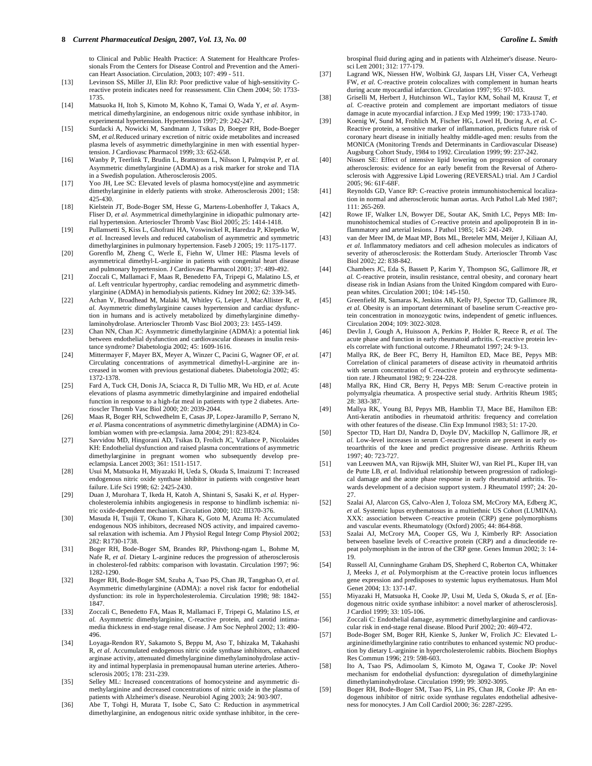to Clinical and Public Health Practice: A Statement for Healthcare Professionals From the Centers for Disease Control and Prevention and the American Heart Association. Circulation, 2003; 107: 499 - 511.

[13] Levinson SS, Miller JJ, Elin RJ: Poor predictive value of high-sensitivity C-reactive protein indicates need for reassessment. Clin Chem 2004; 50: 1733-1735.

[14] Matsuoka H, Itoh S, Kimoto M, Kohno K, Tamai O, Wada Y, *et al.* Asymmetrical dimethylarginine, an endogenous nitric oxide synthase inhibitor, in experimental hypertension. Hypertension 1997; 29: 242-247.

[15] Surdacki A, Nowicki M, Sandmann J, Tsikas D, Boeger RH, Bode-Boeger SM, *et al.* Reduced urinary excretion of nitric oxide metabolites and increased plasma levels of asymmetric dimethylarginine in men with essential hypertension. J Cardiovasc Pharmacol 1999; 33: 652-658.

[16] Wanby P, Teerlink T, Brudin L, Brattstrom L, Nilsson I, Palmqvist P, *et al.* Asymmetric dimethylarginine (ADMA) as a risk marker for stroke and TIA in a Swedish population. Atherosclerosis 2005.

[17] Yoo JH, Lee SC: Elevated levels of plasma homocyst(e)ine and asymmetric dimethylarginine in elderly patients with stroke. Atherosclerosis 2001; 158: 425-430.

[18] Kielstein JT, Bode-Boger SM, Hesse G, Martens-Lobenhoffer J, Takacs A, Fliser D, *et al.* Asymmetrical dimethylarginine in idiopathic pulmonary arterial hypertension. Arterioscler Thromb Vasc Biol 2005; 25: 1414-1418.

[19] Pullamsetti S, Kiss L, Ghofrani HA, Voswinckel R, Haredza P, Klepetko W, *et al.* Increased levels and reduced catabolism of asymmetric and symmetric dimethylarginines in pulmonary hypertension. Faseb J 2005; 19: 1175-1177.

[20] Gorenflo M, Zheng C, Werle E, Fiehn W, Ulmer HE: Plasma levels of asymmetrical dimethyl-L-arginine in patients with congenital heart disease and pulmonary hypertension. J Cardiovasc Pharmacol 2001; 37: 489-492.

[21] Zoccali C, Mallamaci F, Maas R, Benedetto FA, Tripepi G, Malatino LS, *et al.* Left ventricular hypertrophy, cardiac remodeling and asymmetric dimethylarginine (ADMA) in hemodialysis patients. Kidney Int 2002; 62: 339-345.

[22] Achan V, Broadhead M, Malaki M, Whitley G, Leiper J, MacAllister R, *et al.* Asymmetric dimethylarginine causes hypertension and cardiac dysfunction in humans and is actively metabolized by dimethylarginine dimethylaminohydrolase. Arterioscler Thromb Vasc Biol 2003; 23: 1455-1459.

[23] Chan NN, Chan JC: Asymmetric dimethylarginine (ADMA): a potential link between endothelial dysfunction and cardiovascular diseases in insulin resistance syndrome? Diabetologia 2002; 45: 1609-1616.

[24] Mittermayer F, Mayer BX, Meyer A, Winzer C, Pacini G, Wagner OF, *et al.* Circulating concentrations of asymmetrical dimethyl-L-arginine are increased in women with previous gestational diabetes. Diabetologia 2002; 45: 1372-1378.

[25] Fard A, Tuck CH, Donis JA, Sciacca R, Di Tullio MR, Wu HD, *et al.* Acute elevations of plasma asymmetric dimethylarginine and impaired endothelial function in response to a high-fat meal in patients with type 2 diabetes. Arterioscler Thromb Vasc Biol 2000; 20: 2039-2044.

[26] Maas R, Boger RH, Schwedhelm E, Casas JP, Lopez-Jaramillo P, Serrano N, *et al.* Plasma concentrations of asymmetric dimethylarginine (ADMA) in Colombian women with pre-eclampsia. Jama 2004; 291: 823-824.

[27] Savvidou MD, Hingorani AD, Tsikas D, Frolich JC, Vallance P, Nicolaides KH: Endothelial dysfunction and raised plasma concentrations of asymmetric dimethylarginine in pregnant women who subsequently develop pre-eclampsia. Lancet 2003; 361: 1511-1517.

[28] Usui M, Matsuoka H, Miyazaki H, Ueda S, Okuda S, Imaizumi T: Increased endogenous nitric oxide synthase inhibitor in patients with congestive heart failure. Life Sci 1998; 62: 2425-2430.

[29] Duan J, Murohara T, Ikeda H, Katoh A, Shintani S, Sasaki K, *et al.* Hypercholesterolemia inhibits angiogenesis in response to hindlimb ischemia: nitric oxide-dependent mechanism. Circulation 2000; 102: III370-376.

[30] Masuda H, Tsujii T, Okuno T, Kihara K, Goto M, Azuma H: Accumulated endogenous NOS inhibitors, decreased NOS activity, and impaired cavernosal relaxation with ischemia. Am J Physiol Regul Integr Comp Physiol 2002; 282: R1730-1738.

[31] Boger RH, Bode-Boger SM, Brandes RP, Phivthong-ngam L, Bohme M, Nafe R, *et al.* Dietary L-arginine reduces the progression of atherosclerosis in cholesterol-fed rabbits: comparison with lovastatin. Circulation 1997; 96: 1282-1290.

[32] Boger RH, Bode-Boger SM, Szuba A, Tsao PS, Chan JR, Tangphao O, *et al.* Asymmetric dimethylarginine (ADMA): a novel risk factor for endothelial dysfunction: its role in hypercholesterolemia. Circulation 1998; 98: 1842-1847.

[33] Zoccali C, Benedetto FA, Maas R, Mallamaci F, Tripepi G, Malatino LS, *et al.* Asymmetric dimethylarginine, C-reactive protein, and carotid intima-media thickness in end-stage renal disease. J Am Soc Nephrol 2002; 13: 490-496.

[34] Loyaga-Rendon RY, Sakamoto S, Beppu M, Aso T, Ishizaka M, Takahashi R, *et al.* Accumulated endogenous nitric oxide synthase inhibitors, enhanced arginase activity, attenuated dimethylarginine dimethylaminohydrolase activity and intimal hyperplasia in premenopausal human uterine arteries. Atherosclerosis 2005; 178: 231-239.

[35] Selley ML: Increased concentrations of homocysteine and asymmetric dimethylarginine and decreased concentrations of nitric oxide in the plasma of patients with Alzheimer's disease. Neurobiol Aging 2003; 24: 903-907.

[36] Abe T, Tohgi H, Murata T, Isobe C, Sato C: Reduction in asymmetrical dimethylarginine, an endogenous nitric oxide synthase inhibitor, in the cerebrospinal fluid during aging and in patients with Alzheimer's disease. Neurosci Lett 2001; 312: 177-179.

[37] Lagrand WK, Niessen HW, Wolbink GJ, Jaspars LH, Visser CA, Verheugt FW, *et al.* C-reactive protein colocalizes with complement in human hearts during acute myocardial infarction. Circulation 1997; 95: 97-103.

[38] Griselli M, Herbert J, Hutchinson WL, Taylor KM, Sohail M, Krausz T, *et al.* C-reactive protein and complement are important mediators of tissue damage in acute myocardial infarction. J Exp Med 1999; 190: 1733-1740.

[39] Koenig W, Sund M, Frohlich M, Fischer HG, Lowel H, Doring A, *et al.* C-Reactive protein, a sensitive marker of inflammation, predicts future risk of coronary heart disease in initially healthy middle-aged men: results from the MONICA (Monitoring Trends and Determinants in Cardiovascular Disease) Augsburg Cohort Study, 1984 to 1992. Circulation 1999; 99: 237-242.

[40] Nissen SE: Effect of intensive lipid lowering on progression of coronary atherosclerosis: evidence for an early benefit from the Reversal of Atherosclerosis with Aggressive Lipid Lowering (REVERSAL) trial. Am J Cardiol 2005; 96: 61F-68F.

[41] Reynolds GD, Vance RP: C-reactive protein immunohistochemical localization in normal and atherosclerotic human aortas. Arch Pathol Lab Med 1987; 111: 265-269.

[42] Rowe IF, Walker LN, Bowyer DE, Soutar AK, Smith LC, Pepys MB: Immunohistochemical studies of C-reactive protein and apolipoprotein B in inflammatory and arterial lesions. J Pathol 1985; 145: 241-249.

[43] van der Meer IM, de Maat MP, Bots ML, Breteler MM, Meijer J, Kiliaan AJ, *et al.* Inflammatory mediators and cell adhesion molecules as indicators of severity of atherosclerosis: the Rotterdam Study. Arterioscler Thromb Vasc Biol 2002; 22: 838-842.

[44] Chambers JC, Eda S, Bassett P, Karim Y, Thompson SG, Gallimore JR, *et al.* C-reactive protein, insulin resistance, central obesity, and coronary heart disease risk in Indian Asians from the United Kingdom compared with European whites. Circulation 2001; 104: 145-150.

[45] Greenfield JR, Samaras K, Jenkins AB, Kelly PJ, Spector TD, Gallimore JR, *et al.* Obesity is an important determinant of baseline serum C-reactive protein concentration in monozygotic twins, independent of genetic influences. Circulation 2004; 109: 3022-3028.

[46] Devlin J, Gough A, Huissoon A, Perkins P, Holder R, Reece R, *et al.* The acute phase and function in early rheumatoid arthritis. C-reactive protein levels correlate with functional outcome. J Rheumatol 1997; 24: 9-13.

[47] Mallya RK, de Beer FC, Berry H, Hamilton ED, Mace BE, Pepys MB: Correlation of clinical parameters of disease activity in rheumatoid arthritis with serum concentration of C-reactive protein and erythrocyte sedimentation rate. J Rheumatol 1982; 9: 224-228.

[48] Mallya RK, Hind CR, Berry H, Pepys MB: Serum C-reactive protein in polymyalgia rheumatica. A prospective serial study. Arthritis Rheum 1985; 28: 383-387.

[49] Mallya RK, Young BJ, Pepys MB, Hamblin TJ, Mace BE, Hamilton EB: Anti-keratin antibodies in rheumatoid arthritis: frequency and correlation with other features of the disease. Clin Exp Immunol 1983; 51: 17-20.

[50] Spector TD, Hart DJ, Nandra D, Doyle DV, Mackillop N, Gallimore JR, *et al.* Low-level increases in serum C-reactive protein are present in early osteoarthritis of the knee and predict progressive disease. Arthritis Rheum 1997; 40: 723-727.

[51] van Leeuwen MA, van Rijswijk MH, Sluiter WJ, van Riel PL, Kuper IH, van de Putte LB, *et al.* Individual relationship between progression of radiological damage and the acute phase response in early rheumatoid arthritis. Towards development of a decision support system. J Rheumatol 1997; 24: 20-27.

[52] Szalai AJ, Alarcon GS, Calvo-Alen J, Toloza SM, McCrory MA, Edberg JC, *et al.* Systemic lupus erythematosus in a multiethnic US Cohort (LUMINA). XXX: association between C-reactive protein (CRP) gene polymorphisms and vascular events. Rheumatology (Oxford) 2005; 44: 864-868.

[53] Szalai AJ, McCrory MA, Cooper GS, Wu J, Kimberly RP: Association between baseline levels of C-reactive protein (CRP) and a dinucleotide repeat polymorphism in the intron of the CRP gene. Genes Immun 2002; 3: 14-19.

[54] Russell AI, Cunninghame Graham DS, Shepherd C, Roberton CA, Whittaker J, Meeks J, *et al.* Polymorphism at the C-reactive protein locus influences gene expression and predisposes to systemic lupus erythematosus. Hum Mol Genet 2004; 13: 137-147.

[55] Miyazaki H, Matsuoka H, Cooke JP, Usui M, Ueda S, Okuda S, *et al.* [Endogenous nitric oxide synthase inhibitor: a novel marker of atherosclerosis]. J Cardiol 1999; 33: 105-106.

[56] Zoccali C: Endothelial damage, asymmetric dimethylarginine and cardiovascular risk in end-stage renal disease. Blood Purif 2002; 20: 469-472.

[57] Bode-Boger SM, Boger RH, Kienke S, Junker W, Frolich JC: Elevated L-arginine/dimethylarginine ratio contributes to enhanced systemic NO production by dietary L-arginine in hypercholesterolemic rabbits. Biochem Biophys Res Commun 1996; 219: 598-603.

[58] Ito A, Tsao PS, Adimoolam S, Kimoto M, Ogawa T, Cooke JP: Novel mechanism for endothelial dysfunction: dysregulation of dimethylarginine dimethylaminohydrolase. Circulation 1999; 99: 3092-3095.

[59] Boger RH, Bode-Boger SM, Tsao PS, Lin PS, Chan JR, Cooke JP: An endogenous inhibitor of nitric oxide synthase regulates endothelial adhesiveness for monocytes. J Am Coll Cardiol 2000; 36: 2287-2295.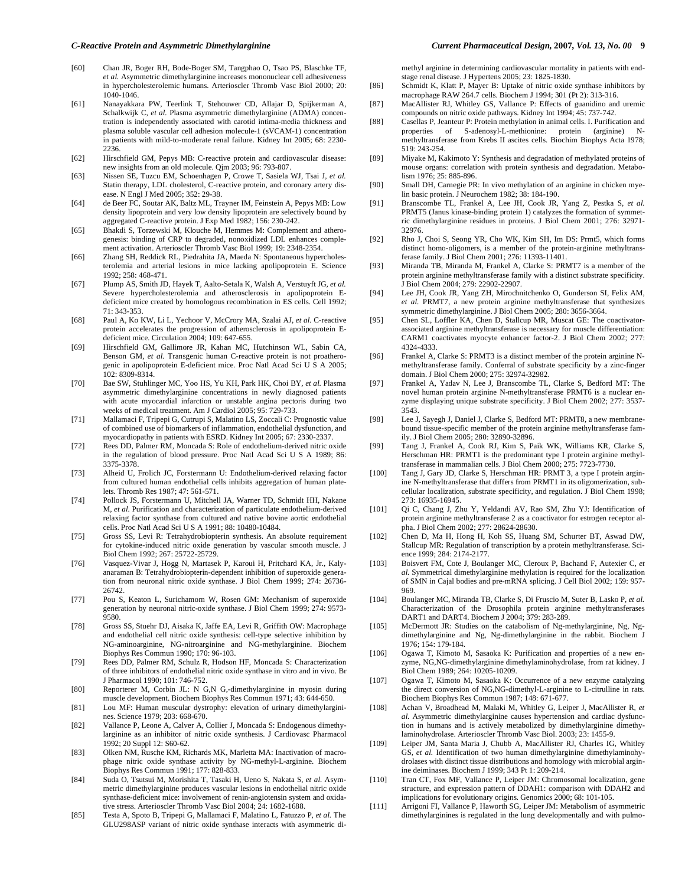[60] Chan JR, Boger RH, Bode-Boger SM, Tangphao O, Tsao PS, Blaschke TF, *et al.* Asymmetric dimethylarginine increases mononuclear cell adhesiveness in hypercholesterolemic humans. Arterioscler Thromb Vasc Biol 2000; 20: 1040-1046.

[61] Nanayakkara PW, Teerlink T, Stehouwer CD, Allajar D, Spijkerman A, Schalkwijk C, *et al.* Plasma asymmetric dimethylarginine (ADMA) concentration is independently associated with carotid intima-media thickness and plasma soluble vascular cell adhesion molecule-1 (sVCAM-1) concentration in patients with mild-to-moderate renal failure. Kidney Int 2005; 68: 2230-2236.

[62] Hirschfield GM, Pepys MB: C-reactive protein and cardiovascular disease: new insights from an old molecule. Qjm 2003; 96: 793-807.

[63] Nissen SE, Tuzcu EM, Schoenhagen P, Crowe T, Sasiela WJ, Tsai J, *et al.* Statin therapy, LDL cholesterol, C-reactive protein, and coronary artery disease. N Engl J Med 2005; 352: 29-38.

[64] de Beer FC, Soutar AK, Baltz ML, Trayner IM, Feinstein A, Pepys MB: Low density lipoprotein and very low density lipoprotein are selectively bound by aggregated C-reactive protein. J Exp Med 1982; 156: 230-242.

[65] Bhakdi S, Torzewski M, Klouche M, Hemmes M: Complement and atherogenesis: binding of CRP to degraded, nonoxidized LDL enhances complement activation. Arterioscler Thromb Vasc Biol 1999; 19: 2348-2354.

[66] Zhang SH, Reddick RL, Piedrahita JA, Maeda N: Spontaneous hypercholesterolemia and arterial lesions in mice lacking apolipoprotein E. Science 1992; 258: 468-471.

[67] Plump AS, Smith JD, Hayek T, Aalto-Setala K, Walsh A, Verstuyft JG, *et al.* Severe hypercholesterolemia and atherosclerosis in apolipoprotein E-deficient mice created by homologous recombination in ES cells. Cell 1992; 71: 343-353.

[68] Paul A, Ko KW, Li L, Yechoor V, McCrory MA, Szalai AJ, *et al.* C-reactive protein accelerates the progression of atherosclerosis in apolipoprotein E-deficient mice. Circulation 2004; 109: 647-655.

[69] Hirschfield GM, Gallimore JR, Kahan MC, Hutchinson WL, Sabin CA, Benson GM, *et al.* Transgenic human C-reactive protein is not proatherogenic in apolipoprotein E-deficient mice. Proc Natl Acad Sci U S A 2005; 102: 8309-8314.

[70] Bae SW, Stuhlinger MC, Yoo HS, Yu KH, Park HK, Choi BY, *et al.* Plasma asymmetric dimethylarginine concentrations in newly diagnosed patients with acute myocardial infarction or unstable angina pectoris during two weeks of medical treatment. Am J Cardiol 2005; 95: 729-733.

[71] Mallamaci F, Tripepi G, Cutrupi S, Malatino LS, Zoccali C: Prognostic value of combined use of biomarkers of inflammation, endothelial dysfunction, and myocardiopathy in patients with ESRD. Kidney Int 2005; 67: 2330-2337.

[72] Rees DD, Palmer RM, Moncada S: Role of endothelium-derived nitric oxide in the regulation of blood pressure. Proc Natl Acad Sci U S A 1989; 86: 3375-3378.

[73] Alheid U, Frolich JC, Forstermann U: Endothelium-derived relaxing factor from cultured human endothelial cells inhibits aggregation of human platelets. Thromb Res 1987; 47: 561-571.

[74] Pollock JS, Forstermann U, Mitchell JA, Warner TD, Schmidt HH, Nakane M, *et al.* Purification and characterization of particulate endothelium-derived relaxing factor synthase from cultured and native bovine aortic endothelial cells. Proc Natl Acad Sci U S A 1991; 88: 10480-10484.

[75] Gross SS, Levi R: Tetrahydrobiopterin synthesis. An absolute requirement for cytokine-induced nitric oxide generation by vascular smooth muscle. J Biol Chem 1992; 267: 25722-25729.

[76] Vasquez-Vivar J, Hogg N, Martasek P, Karoui H, Pritchard KA, Jr., Kalyanaraman B: Tetrahydrobiopterin-dependent inhibition of superoxide generation from neuronal nitric oxide synthase. J Biol Chem 1999; 274: 26736-26742.

[77] Pou S, Keaton L, Surichamorn W, Rosen GM: Mechanism of superoxide generation by neuronal nitric-oxide synthase. J Biol Chem 1999; 274: 9573-9580.

[78] Gross SS, Stuehr DJ, Aisaka K, Jaffe EA, Levi R, Griffith OW: Macrophage and endothelial cell nitric oxide synthesis: cell-type selective inhibition by NG-aminoarginine, NG-nitroarginine and NG-methylarginine. Biochem Biophys Res Commun 1990; 170: 96-103.

[79] Rees DD, Palmer RM, Schulz R, Hodson HF, Moncada S: Characterization of three inhibitors of endothelial nitric oxide synthase in vitro and in vivo. Br J Pharmacol 1990; 101: 746-752.

[80] Reporterer M, Corbin JL: N G,N G,-dimethylarginine in myosin during muscle development. Biochem Biophys Res Commun 1971; 43: 644-650.

[81] Lou MF: Human muscular dystrophy: elevation of urinary dimethylarginines. Science 1979; 203: 668-670.

[82] Vallance P, Leone A, Calver A, Collier J, Moncada S: Endogenous dimethylarginine as an inhibitor of nitric oxide synthesis. J Cardiovasc Pharmacol 1992; 20 Suppl 12: S60-62.

[83] Olken NM, Rusche KM, Richards MK, Marletta MA: Inactivation of macrophage nitric oxide synthase activity by NG-methyl-L-arginine. Biochem Biophys Res Commun 1991; 177: 828-833.

[84] Suda O, Tsutsui M, Morishita T, Tasaki H, Ueno S, Nakata S, *et al.* Asymmetric dimethylarginine produces vascular lesions in endothelial nitric oxide synthase-deficient mice: involvement of renin-angiotensin system and oxidative stress. Arterioscler Thromb Vasc Biol 2004; 24: 1682-1688.

[85] Testa A, Spoto B, Tripepi G, Mallamaci F, Malatino L, Fatuzzo P, *et al.* The GLU298ASP variant of nitric oxide synthase interacts with asymmetric dimethyl arginine in determining cardiovascular mortality in patients with end-stage renal disease. J Hypertens 2005; 23: 1825-1830.

[86] Schmidt K, Klatt P, Mayer B: Uptake of nitric oxide synthase inhibitors by macrophage RAW 264.7 cells. Biochem J 1994; 301 (Pt 2): 313-316.

[87] MacAllister RJ, Whitley GS, Vallance P: Effects of guanidino and uremic compounds on nitric oxide pathways. Kidney Int 1994; 45: 737-742.

[88] Casellas P, Jeanteur P: Protein methylation in animal cells. I. Purification and properties of S-adenosyl-L-methionine: protein (arginine) N-methyltransferase from Krebs II ascites cells. Biochim Biophys Acta 1978; 519: 243-254.

[89] Miyake M, Kakimoto Y: Synthesis and degradation of methylated proteins of mouse organs: correlation with protein synthesis and degradation. Metabolism 1976; 25: 885-896.

[90] Small DH, Carnegie PR: In vivo methylation of an arginine in chicken myelin basic protein. J Neurochem 1982; 38: 184-190.

[91] Branscombe TL, Frankel A, Lee JH, Cook JR, Yang Z, Pestka S, *et al.* PRMT5 (Janus kinase-binding protein 1) catalyzes the formation of symmetric dimethylarginine residues in proteins. J Biol Chem 2001; 276: 32971-32976.

[92] Rho J, Choi S, Seong YR, Cho WK, Kim SH, Im DS: Prmt5, which forms distinct homo-oligomers, is a member of the protein-arginine methyltransferase family. J Biol Chem 2001; 276: 11393-11401.

[93] Miranda TB, Miranda M, Frankel A, Clarke S: PRMT7 is a member of the protein arginine methyltransferase family with a distinct substrate specificity. J Biol Chem 2004; 279: 22902-22907.

[94] Lee JH, Cook JR, Yang ZH, Mirochnitchenko O, Gunderson SI, Felix AM, *et al.* PRMT7, a new protein arginine methyltransferase that synthesizes symmetric dimethylarginine. J Biol Chem 2005; 280: 3656-3664.

[95] Chen SL, Loffler KA, Chen D, Stallcup MR, Muscat GE: The coactivator-associated arginine methyltransferase is necessary for muscle differentiation: CARM1 coactivates myocyte enhancer factor-2. J Biol Chem 2002; 277: 4324-4333.

[96] Frankel A, Clarke S: PRMT3 is a distinct member of the protein arginine N-methyltransferase family. Conferral of substrate specificity by a zinc-finger domain. J Biol Chem 2000; 275: 32974-32982.

[97] Frankel A, Yadav N, Lee J, Branscombe TL, Clarke S, Bedford MT: The novel human protein arginine N-methyltransferase PRMT6 is a nuclear enzyme displaying unique substrate specificity. J Biol Chem 2002; 277: 3537-3543.

[98] Lee J, Sayegh J, Daniel J, Clarke S, Bedford MT: PRMT8, a new membrane-bound tissue-specific member of the protein arginine methyltransferase family. J Biol Chem 2005; 280: 32890-32896.

[99] Tang J, Frankel A, Cook RJ, Kim S, Paik WK, Williams KR, Clarke S, Herschman HR: PRMT1 is the predominant type I protein arginine methyltransferase in mammalian cells. J Biol Chem 2000; 275: 7723-7730.

[100] Tang J, Gary JD, Clarke S, Herschman HR: PRMT 3, a type I protein arginine N-methyltransferase that differs from PRMT1 in its oligomerization, subcellular localization, substrate specificity, and regulation. J Biol Chem 1998; 273: 16935-16945.

[101] Qi C, Chang J, Zhu Y, Yeldandi AV, Rao SM, Zhu YJ: Identification of protein arginine methyltransferase 2 as a coactivator for estrogen receptor alpha. J Biol Chem 2002; 277: 28624-28630.

[102] Chen D, Ma H, Hong H, Koh SS, Huang SM, Schurter BT, Aswad DW, Stallcup MR: Regulation of transcription by a protein methyltransferase. Science 1999; 284: 2174-2177.

[103] Boisvert FM, Cote J, Boulanger MC, Cleroux P, Bachand F, Autexier C, *et al.* Symmetrical dimethylarginine methylation is required for the localization of SMN in Cajal bodies and pre-mRNA splicing. J Cell Biol 2002; 159: 957-969.

[104] Boulanger MC, Miranda TB, Clarke S, Di Fruscio M, Suter B, Lasko P, *et al.* Characterization of the Drosophila protein arginine methyltransferases DART1 and DART4. Biochem J 2004; 379: 283-289.

[105] McDermott JR: Studies on the catabolism of Ng-methylarginine, Ng, Ng-dimethylarginine and Ng, Ng-dimethylarginine in the rabbit. Biochem J 1976; 154: 179-184.

[106] Ogawa T, Kimoto M, Sasaoka K: Purification and properties of a new enzyme, NG,NG-dimethylarginine dimethylaminohydrolase, from rat kidney. J Biol Chem 1989; 264: 10205-10209.

[107] Ogawa T, Kimoto M, Sasaoka K: Occurrence of a new enzyme catalyzing the direct conversion of NG,NG-dimethyl-L-arginine to L-citrulline in rats. Biochem Biophys Res Commun 1987; 148: 671-677.

[108] Achan V, Broadhead M, Malaki M, Whitley G, Leiper J, MacAllister R, *et al.* Asymmetric dimethylarginine causes hypertension and cardiac dysfunction in humans and is actively metabolized by dimethylarginine dimethylaminohydrolase. Arterioscler Thromb Vasc Biol. 2003; 23: 1455-9.

[109] Leiper JM, Santa Maria J, Chubb A, MacAllister RJ, Charles IG, Whitley GS, *et al.* Identification of two human dimethylarginine dimethylaminohydrolases with distinct tissue distributions and homology with microbial arginine deiminases. Biochem J 1999; 343 Pt 1: 209-214.

[110] Tran CT, Fox MF, Vallance P, Leiper JM: Chromosomal localization, gene structure, and expression pattern of DDAH1: comparison with DDAH2 and implications for evolutionary origins. Genomics 2000; 68: 101-105.

[111] Arrigoni FI, Vallance P, Haworth SG, Leiper JM: Metabolism of asymmetric dimethylarginines is regulated in the lung developmentally and with pulmo-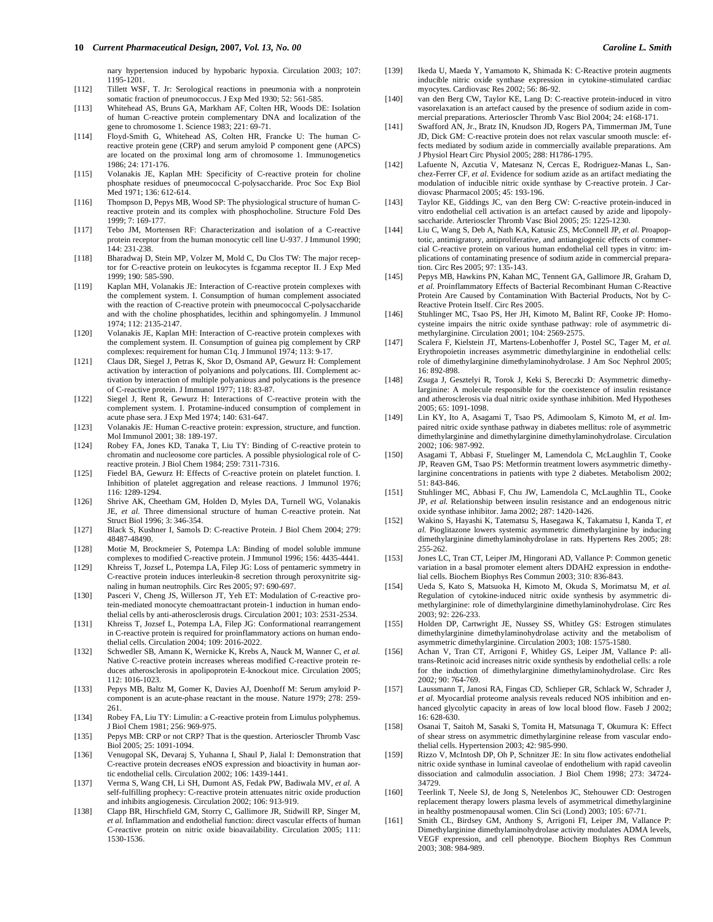nary hypertension induced by hypobaric hypoxia. Circulation 2003; 107: 1195-1201.

[112] Tillett WSF, T. Jr: Serological reactions in pneumonia with a nonprotein somatic fraction of pneumococcus. J Exp Med 1930; 52: 561-585.

[113] Whitehead AS, Bruns GA, Markham AF, Colten HR, Woods DE: Isolation of human C-reactive protein complementary DNA and localization of the gene to chromosome 1. Science 1983; 221: 69-71.

[114] Floyd-Smith G, Whitehead AS, Colten HR, Francke U: The human C-reactive protein gene (CRP) and serum amyloid P component gene (APCS) are located on the proximal long arm of chromosome 1. Immunogenetics 1986; 24: 171-176.

[115] Volanakis JE, Kaplan MH: Specificity of C-reactive protein for choline phosphate residues of pneumococcal C-polysaccharide. Proc Soc Exp Biol Med 1971; 136: 612-614.

[116] Thompson D, Pepys MB, Wood SP: The physiological structure of human C-reactive protein and its complex with phosphocholine. Structure Fold Des 1999; 7: 169-177.

[117] Tebo JM, Mortensen RF: Characterization and isolation of a C-reactive protein receptor from the human monocytic cell line U-937. J Immunol 1990; 144: 231-238.

[118] Bharadwaj D, Stein MP, Volzer M, Mold C, Du Clos TW: The major receptor for C-reactive protein on leukocytes is fcgamma receptor II. J Exp Med 1999; 190: 585-590.

[119] Kaplan MH, Volanakis JE: Interaction of C-reactive protein complexes with the complement system. I. Consumption of human complement associated with the reaction of C-reactive protein with pneumococcal C-polysaccharide and with the choline phosphatides, lecithin and sphingomyelin. J Immunol 1974; 112: 2135-2147.

[120] Volanakis JE, Kaplan MH: Interaction of C-reactive protein complexes with the complement system. II. Consumption of guinea pig complement by CRP complexes: requirement for human C1q. J Immunol 1974; 113: 9-17.

[121] Claus DR, Siegel J, Petras K, Skor D, Osmand AP, Gewurz H: Complement activation by interaction of polyanions and polycations. III. Complement activation by interaction of multiple polyanions and polycations is the presence of C-reactive protein. J Immunol 1977; 118: 83-87.

[122] Siegel J, Rent R, Gewurz H: Interactions of C-reactive protein with the complement system. I. Protamine-induced consumption of complement in acute phase sera. J Exp Med 1974; 140: 631-647.

[123] Volanakis JE: Human C-reactive protein: expression, structure, and function. Mol Immunol 2001; 38: 189-197.

[124] Robey FA, Jones KD, Tanaka T, Liu TY: Binding of C-reactive protein to chromatin and nucleosome core particles. A possible physiological role of C-reactive protein. J Biol Chem 1984; 259: 7311-7316.

[125] Fiedel BA, Gewurz H: Effects of C-reactive protein on platelet function. I. Inhibition of platelet aggregation and release reactions. J Immunol 1976; 116: 1289-1294.

[126] Shrive AK, Cheetham GM, Holden D, Myles DA, Turnell WG, Volanakis JE, *et al.* Three dimensional structure of human C-reactive protein. Nat Struct Biol 1996; 3: 346-354.

[127] Black S, Kushner I, Samols D: C-reactive Protein. J Biol Chem 2004; 279: 48487-48490.

[128] Motie M, Brockmeier S, Potempa LA: Binding of model soluble immune complexes to modified C-reactive protein. J Immunol 1996; 156: 4435-4441.

[129] Khreiss T, Jozsef L, Potempa LA, Filep JG: Loss of pentameric symmetry in C-reactive protein induces interleukin-8 secretion through peroxynitrite signaling in human neutrophils. Circ Res 2005; 97: 690-697.

[130] Pasceri V, Cheng JS, Willerson JT, Yeh ET: Modulation of C-reactive protein-mediated monocyte chemoattractant protein-1 induction in human endothelial cells by anti-atherosclerosis drugs. Circulation 2001; 103: 2531-2534.

[131] Khreiss T, Jozsef L, Potempa LA, Filep JG: Conformational rearrangement in C-reactive protein is required for proinflammatory actions on human endothelial cells. Circulation 2004; 109: 2016-2022.

[132] Schwedler SB, Amann K, Wernicke K, Krebs A, Nauck M, Wanner C, *et al.* Native C-reactive protein increases whereas modified C-reactive protein reduces atherosclerosis in apolipoprotein E-knockout mice. Circulation 2005; 112: 1016-1023.

[133] Pepys MB, Baltz M, Gomer K, Davies AJ, Doenhoff M: Serum amyloid P-component is an acute-phase reactant in the mouse. Nature 1979; 278: 259-261.

[134] Robey FA, Liu TY: Limulin: a C-reactive protein from Limulus polyphemus. J Biol Chem 1981; 256: 969-975.

[135] Pepys MB: CRP or not CRP? That is the question. Arterioscler Thromb Vasc Biol 2005; 25: 1091-1094.

[136] Venugopal SK, Devaraj S, Yuhanna I, Shaul P, Jialal I: Demonstration that C-reactive protein decreases eNOS expression and bioactivity in human aortic endothelial cells. Circulation 2002; 106: 1439-1441.

[137] Verma S, Wang CH, Li SH, Dumont AS, Fedak PW, Badiwala MV, *et al.* A self-fulfilling prophecy: C-reactive protein attenuates nitric oxide production and inhibits angiogenesis. Circulation 2002; 106: 913-919.

[138] Clapp BR, Hirschfield GM, Storry C, Gallimore JR, Stidwill RP, Singer M, *et al.* Inflammation and endothelial function: direct vascular effects of human C-reactive protein on nitric oxide bioavailability. Circulation 2005; 111: 1530-1536.

[139] Ikeda U, Maeda Y, Yamamoto K, Shimada K: C-Reactive protein augments inducible nitric oxide synthase expression in cytokine-stimulated cardiac myocytes. Cardiovasc Res 2002; 56: 86-92.

[140] van den Berg CW, Taylor KE, Lang D: C-reactive protein-induced in vitro vasorelaxation is an artefact caused by the presence of sodium azide in commercial preparations. Arterioscler Thromb Vasc Biol 2004; 24: e168-171.

[141] Swafford AN, Jr., Bratz IN, Knudson JD, Rogers PA, Timmerman JM, Tune JD, Dick GM: C-reactive protein does not relax vascular smooth muscle: effects mediated by sodium azide in commercially available preparations. Am J Physiol Heart Circ Physiol 2005; 288: H1786-1795.

[142] Lafuente N, Azcutia V, Matesanz N, Cercas E, Rodriguez-Manas L, Sanchez-Ferrer CF, *et al.* Evidence for sodium azide as an artifact mediating the modulation of inducible nitric oxide synthase by C-reactive protein. J Cardiovasc Pharmacol 2005; 45: 193-196.

[143] Taylor KE, Giddings JC, van den Berg CW: C-reactive protein-induced in vitro endothelial cell activation is an artefact caused by azide and lipopolysaccharide. Arterioscler Thromb Vasc Biol 2005; 25: 1225-1230.

[144] Liu C, Wang S, Deb A, Nath KA, Katusic ZS, McConnell JP, *et al.* Proapoptotic, antimigratory, antiproliferative, and antiangiogenic effects of commercial C-reactive protein on various human endothelial cell types in vitro: implications of contaminating presence of sodium azide in commercial preparation. Circ Res 2005; 97: 135-143.

[145] Pepys MB, Hawkins PN, Kahan MC, Tennent GA, Gallimore JR, Graham D, *et al.* Proinflammatory Effects of Bacterial Recombinant Human C-Reactive Protein Are Caused by Contamination With Bacterial Products, Not by C-Reactive Protein Itself. Circ Res 2005.

[146] Stuhlinger MC, Tsao PS, Her JH, Kimoto M, Balint RF, Cooke JP: Homocysteine impairs the nitric oxide synthase pathway: role of asymmetric dimethylarginine. Circulation 2001; 104: 2569-2575.

[147] Scalera F, Kielstein JT, Martens-Lobenhoffer J, Postel SC, Tager M, *et al.* Erythropoietin increases asymmetric dimethylarginine in endothelial cells: role of dimethylarginine dimethylaminohydrolase. J Am Soc Nephrol 2005; 16: 892-898.

[148] Zsuga J, Gesztelyi R, Torok J, Keki S, Bereczki D: Asymmetric dimethylarginine: A molecule responsible for the coexistence of insulin resistance and atherosclerosis via dual nitric oxide synthase inhibition. Med Hypotheses 2005; 65: 1091-1098.

[149] Lin KY, Ito A, Asagami T, Tsao PS, Adimoolam S, Kimoto M, *et al.* Impaired nitric oxide synthase pathway in diabetes mellitus: role of asymmetric dimethylarginine and dimethylarginine dimethylaminohydrolase. Circulation 2002; 106: 987-992.

[150] Asagami T, Abbasi F, Stuelinger M, Lamendola C, McLaughlin T, Cooke JP, Reaven GM, Tsao PS: Metformin treatment lowers asymmetric dimethylarginine concentrations in patients with type 2 diabetes. Metabolism 2002; 51: 843-846.

[151] Stuhlinger MC, Abbasi F, Chu JW, Lamendola C, McLaughlin TL, Cooke JP, *et al.* Relationship between insulin resistance and an endogenous nitric oxide synthase inhibitor. Jama 2002; 287: 1420-1426.

[152] Wakino S, Hayashi K, Tatematsu S, Hasegawa K, Takamatsu I, Kanda T, *et al.* Pioglitazone lowers systemic asymmetric dimethylarginine by inducing dimethylarginine dimethylaminohydrolase in rats. Hypertens Res 2005; 28: 255-262.

[153] Jones LC, Tran CT, Leiper JM, Hingorani AD, Vallance P: Common genetic variation in a basal promoter element alters DDAH2 expression in endothelial cells. Biochem Biophys Res Commun 2003; 310: 836-843.

[154] Ueda S, Kato S, Matsuoka H, Kimoto M, Okuda S, Morimatsu M, *et al.* Regulation of cytokine-induced nitric oxide synthesis by asymmetric dimethylarginine: role of dimethylarginine dimethylaminohydrolase. Circ Res 2003; 92: 226-233.

[155] Holden DP, Cartwright JE, Nussey SS, Whitley GS: Estrogen stimulates dimethylarginine dimethylaminohydrolase activity and the metabolism of asymmetric dimethylarginine. Circulation 2003; 108: 1575-1580.

[156] Achan V, Tran CT, Arrigoni F, Whitley GS, Leiper JM, Vallance P: all-trans-Retinoic acid increases nitric oxide synthesis by endothelial cells: a role for the induction of dimethylarginine dimethylaminohydrolase. Circ Res 2002; 90: 764-769.

[157] Laussmann T, Janosi RA, Fingas CD, Schlieper GR, Schlack W, Schrader J, *et al.* Myocardial proteome analysis reveals reduced NOS inhibition and enhanced glycolytic capacity in areas of low local blood flow. Faseb J 2002; 16: 628-630.

[158] Osanai T, Saitoh M, Sasaki S, Tomita H, Matsunaga T, Okumura K: Effect of shear stress on asymmetric dimethylarginine release from vascular endothelial cells. Hypertension 2003; 42: 985-990.

[159] Rizzo V, McIntosh DP, Oh P, Schnitzer JE: In situ flow activates endothelial nitric oxide synthase in luminal caveolae of endothelium with rapid caveolin dissociation and calmodulin association. J Biol Chem 1998; 273: 34724-34729.

[160] Teerlink T, Neele SJ, de Jong S, Netelenbos JC, Stehouwer CD: Oestrogen replacement therapy lowers plasma levels of asymmetrical dimethylarginine in healthy postmenopausal women. Clin Sci (Lond) 2003; 105: 67-71.

[161] Smith CL, Birdsey GM, Anthony S, Arrigoni FI, Leiper JM, Vallance P: Dimethylarginine dimethylaminohydrolase activity modulates ADMA levels, VEGF expression, and cell phenotype. Biochem Biophys Res Commun 2003; 308: 984-989.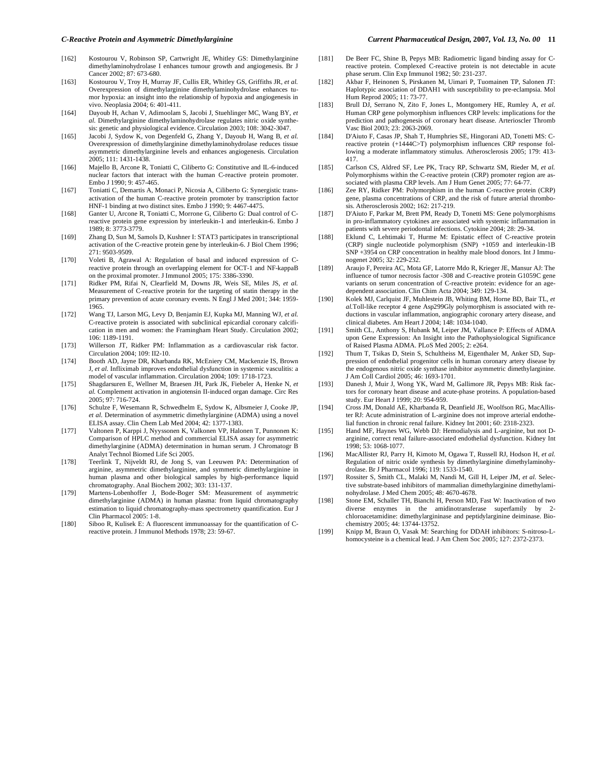[162] Kostourou V, Robinson SP, Cartwright JE, Whitley GS: Dimethylarginine dimethylaminohydrolase I enhances tumour growth and angiogenesis. Br J Cancer 2002; 87: 673-680.

[163] Kostourou V, Troy H, Murray JF, Cullis ER, Whitley GS, Griffiths JR, *et al.* Overexpression of dimethylarginine dimethylaminohydrolase enhances tumor hypoxia: an insight into the relationship of hypoxia and angiogenesis in vivo. Neoplasia 2004; 6: 401-411.

[164] Dayoub H, Achan V, Adimoolam S, Jacobi J, Stuehlinger MC, Wang BY, *et al.* Dimethylarginine dimethylaminohydrolase regulates nitric oxide synthesis: genetic and physiological evidence. Circulation 2003; 108: 3042-3047.

[165] Jacobi J, Sydow K, von Degenfeld G, Zhang Y, Dayoub H, Wang B, *et al.* Overexpression of dimethylarginine dimethylaminohydrolase reduces tissue asymmetric dimethylarginine levels and enhances angiogenesis. Circulation 2005; 111: 1431-1438.

[166] Majello B, Arcone R, Toniatti C, Ciliberto G: Constitutive and IL-6-induced nuclear factors that interact with the human C-reactive protein promoter. Embo J 1990; 9: 457-465.

[167] Toniatti C, Demartis A, Monaci P, Nicosia A, Ciliberto G: Synergistic trans-activation of the human C-reactive protein promoter by transcription factor HNF-1 binding at two distinct sites. Embo J 1990; 9: 4467-4475.

[168] Ganter U, Arcone R, Toniatti C, Morrone G, Ciliberto G: Dual control of C-reactive protein gene expression by interleukin-1 and interleukin-6. Embo J 1989; 8: 3773-3779.

[169] Zhang D, Sun M, Samols D, Kushner I: STAT3 participates in transcriptional activation of the C-reactive protein gene by interleukin-6. J Biol Chem 1996; 271: 9503-9509.

[170] Voleti B, Agrawal A: Regulation of basal and induced expression of C-reactive protein through an overlapping element for OCT-1 and NF-kappaB on the proximal promoter. J Immunol 2005; 175: 3386-3390.

[171] Ridker PM, Rifai N, Clearfield M, Downs JR, Weis SE, Miles JS, *et al.* Measurement of C-reactive protein for the targeting of statin therapy in the primary prevention of acute coronary events. N Engl J Med 2001; 344: 1959-1965.

[172] Wang TJ, Larson MG, Levy D, Benjamin EJ, Kupka MJ, Manning WJ, *et al.* C-reactive protein is associated with subclinical epicardial coronary calcification in men and women: the Framingham Heart Study. Circulation 2002; 106: 1189-1191.

[173] Willerson JT, Ridker PM: Inflammation as a cardiovascular risk factor. Circulation 2004; 109: II2-10.

[174] Booth AD, Jayne DR, Kharbanda RK, McEniery CM, Mackenzie IS, Brown J, *et al.* Infliximab improves endothelial dysfunction in systemic vasculitis: a model of vascular inflammation. Circulation 2004; 109: 1718-1723.

[175] Shagdarsuren E, Wellner M, Braesen JH, Park JK, Fiebeler A, Henke N, *et al.* Complement activation in angiotensin II-induced organ damage. Circ Res 2005; 97: 716-724.

[176] Schulze F, Wesemann R, Schwedhelm E, Sydow K, Albsmeier J, Cooke JP, *et al.* Determination of asymmetric dimethylarginine (ADMA) using a novel ELISA assay. Clin Chem Lab Med 2004; 42: 1377-1383.

[177] Valtonen P, Karppi J, Nyyssonen K, Valkonen VP, Halonen T, Punnonen K: Comparison of HPLC method and commercial ELISA assay for asymmetric dimethylarginine (ADMA) determination in human serum. J Chromatogr B Analyt Technol Biomed Life Sci 2005.

[178] Teerlink T, Nijveldt RJ, de Jong S, van Leeuwen PA: Determination of arginine, asymmetric dimethylarginine, and symmetric dimethylarginine in human plasma and other biological samples by high-performance liquid chromatography. Anal Biochem 2002; 303: 131-137.

[179] Martens-Lobenhoffer J, Bode-Boger SM: Measurement of asymmetric dimethylarginine (ADMA) in human plasma: from liquid chromatography estimation to liquid chromatography-mass spectrometry quantification. Eur J Clin Pharmacol 2005: 1-8.

[180] Siboo R, Kulisek E: A fluorescent immunoassay for the quantification of C-reactive protein. J Immunol Methods 1978; 23: 59-67.

[181] De Beer FC, Shine B, Pepys MB: Radiometric ligand binding assay for C-reactive protein. Complexed C-reactive protein is not detectable in acute phase serum. Clin Exp Immunol 1982; 50: 231-237.

[182] Akbar F, Heinonen S, Pirskanen M, Uimari P, Tuomainen TP, Salonen JT: Haplotypic association of DDAH1 with susceptibility to pre-eclampsia. Mol Hum Reprod 2005; 11: 73-77.

[183] Brull DJ, Serrano N, Zito F, Jones L, Montgomery HE, Rumley A, *et al.* Human CRP gene polymorphism influences CRP levels: implications for the prediction and pathogenesis of coronary heart disease. Arterioscler Thromb Vasc Biol 2003; 23: 2063-2069.

[184] D'Aiuto F, Casas JP, Shah T, Humphries SE, Hingorani AD, Tonetti MS: C-reactive protein (+1444C>T) polymorphism influences CRP response following a moderate inflammatory stimulus. Atherosclerosis 2005; 179: 413-417.

[185] Carlson CS, Aldred SF, Lee PK, Tracy RP, Schwartz SM, Rieder M, *et al.* Polymorphisms within the C-reactive protein (CRP) promoter region are associated with plasma CRP levels. Am J Hum Genet 2005; 77: 64-77.

[186] Zee RY, Ridker PM: Polymorphism in the human C-reactive protein (CRP) gene, plasma concentrations of CRP, and the risk of future arterial thrombosis. Atherosclerosis 2002; 162: 217-219.

[187] D'Aiuto F, Parkar M, Brett PM, Ready D, Tonetti MS: Gene polymorphisms in pro-inflammatory cytokines are associated with systemic inflammation in patients with severe periodontal infections. Cytokine 2004; 28: 29-34.

[188] Eklund C, Lehtimaki T, Hurme M: Epistatic effect of C-reactive protein (CRP) single nucleotide polymorphism (SNP) +1059 and interleukin-1B SNP +3954 on CRP concentration in healthy male blood donors. Int J Immunogenet 2005; 32: 229-232.

[189] Araujo F, Pereira AC, Mota GF, Latorre Mdo R, Krieger JE, Mansur AJ: The influence of tumor necrosis factor -308 and C-reactive protein G1059C gene variants on serum concentration of C-reactive protein: evidence for an age-dependent association. Clin Chim Acta 2004; 349: 129-134.

[190] Kolek MJ, Carlquist JF, Muhlestein JB, Whiting BM, Horne BD, Bair TL, *et al.*Toll-like receptor 4 gene Asp299Gly polymorphism is associated with reductions in vascular inflammation, angiographic coronary artery disease, and clinical diabetes. Am Heart J 2004; 148: 1034-1040.

[191] Smith CL, Anthony S, Hubank M, Leiper JM, Vallance P: Effects of ADMA upon Gene Expression: An Insight into the Pathophysiological Significance of Raised Plasma ADMA. PLoS Med 2005; 2: e264.

[192] Thum T, Tsikas D, Stein S, Schultheiss M, Eigenthaler M, Anker SD, Suppression of endothelial progenitor cells in human coronary artery disease by the endogenous nitric oxide synthase inhibitor asymmetric dimethylarginine. J Am Coll Cardiol 2005; 46: 1693-1701.

[193] Danesh J, Muir J, Wong YK, Ward M, Gallimore JR, Pepys MB: Risk factors for coronary heart disease and acute-phase proteins. A population-based study. Eur Heart J 1999; 20: 954-959.

[194] Cross JM, Donald AE, Kharbanda R, Deanfield JE, Woolfson RG, MacAllister RJ: Acute administration of L-arginine does not improve arterial endothelial function in chronic renal failure. Kidney Int 2001; 60: 2318-2323.

[195] Hand MF, Haynes WG, Webb DJ: Hemodialysis and L-arginine, but not D-arginine, correct renal failure-associated endothelial dysfunction. Kidney Int 1998; 53: 1068-1077.

[196] MacAllister RJ, Parry H, Kimoto M, Ogawa T, Russell RJ, Hodson H, *et al.* Regulation of nitric oxide synthesis by dimethylarginine dimethylaminohydrolase. Br J Pharmacol 1996; 119: 1533-1540.

[197] Rossiter S, Smith CL, Malaki M, Nandi M, Gill H, Leiper JM, *et al.* Selective substrate-based inhibitors of mammalian dimethylarginine dimethylaminohydrolase. J Med Chem 2005; 48: 4670-4678.

[198] Stone EM, Schaller TH, Bianchi H, Person MD, Fast W: Inactivation of two diverse enzymes in the amidinotransferase superfamily by 2-chloroacetamidine: dimethylargininase and peptidylarginine deiminase. Biochemistry 2005; 44: 13744-13752.

[199] Knipp M, Braun O, Vasak M: Searching for DDAH inhibitors: S-nitroso-L-homocysteine is a chemical lead. J Am Chem Soc 2005; 127: 2372-2373.